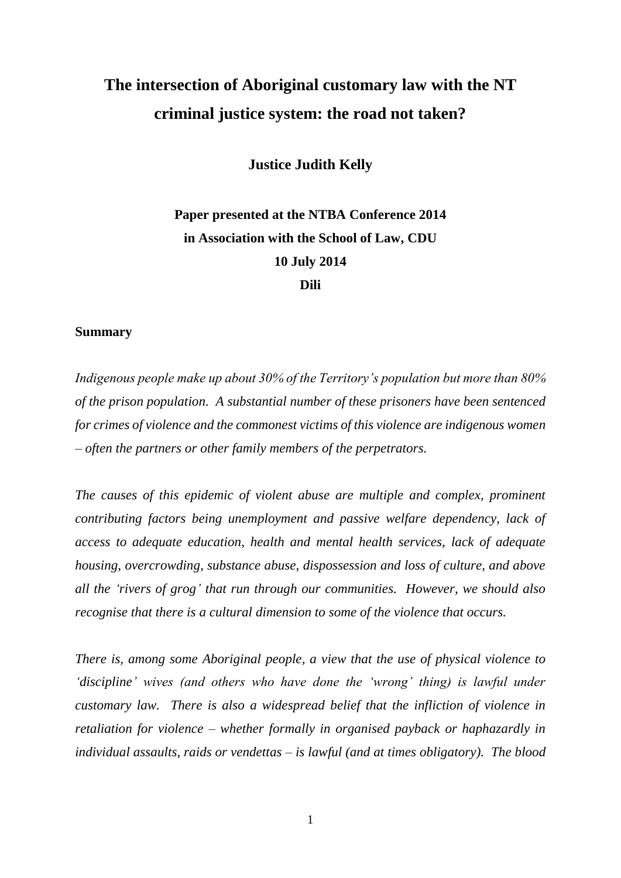# The intersection of Aboriginal customary law with the NT criminal justice system: the road not taken?

**Justice Judith Kelly**

**Paper presented at the NTBA Conference 2014**
**in Association with the School of Law, CDU**
**10 July 2014**
**Dili**

## Summary

*Indigenous people make up about 30% of the Territory's population but more than 80% of the prison population. A substantial number of these prisoners have been sentenced for crimes of violence and the commonest victims of this violence are indigenous women – often the partners or other family members of the perpetrators.*

*The causes of this epidemic of violent abuse are multiple and complex, prominent contributing factors being unemployment and passive welfare dependency, lack of access to adequate education, health and mental health services, lack of adequate housing, overcrowding, substance abuse, dispossession and loss of culture, and above all the 'rivers of grog' that run through our communities. However, we should also recognise that there is a cultural dimension to some of the violence that occurs.*

*There is, among some Aboriginal people, a view that the use of physical violence to 'discipline' wives (and others who have done the 'wrong' thing) is lawful under customary law. There is also a widespread belief that the infliction of violence in retaliation for violence – whether formally in organised payback or haphazardly in individual assaults, raids or vendettas – is lawful (and at times obligatory). The blood*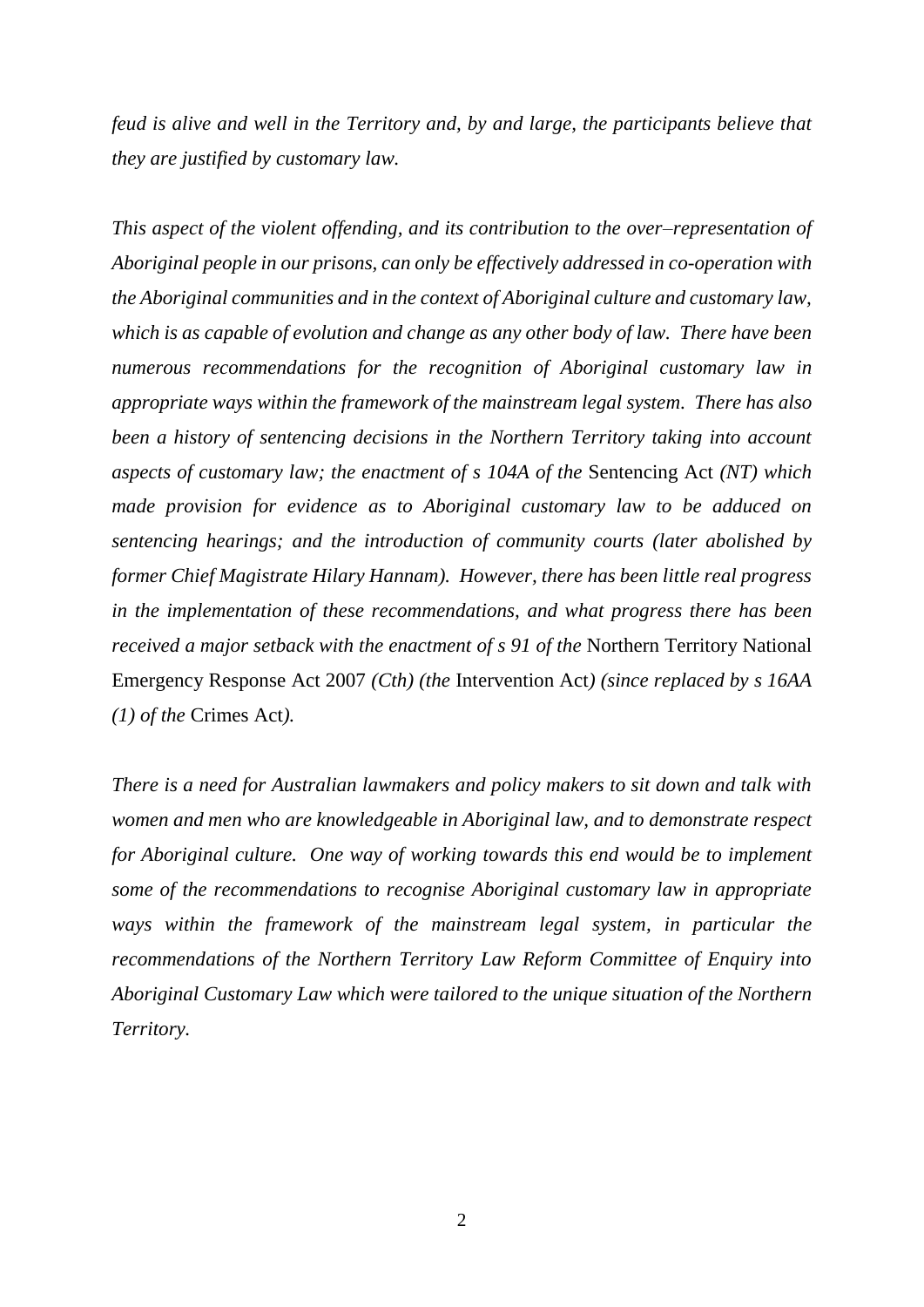*feud is alive and well in the Territory and, by and large, the participants believe that they are justified by customary law.*

*This aspect of the violent offending, and its contribution to the over–representation of Aboriginal people in our prisons, can only be effectively addressed in co-operation with the Aboriginal communities and in the context of Aboriginal culture and customary law, which is as capable of evolution and change as any other body of law. There have been numerous recommendations for the recognition of Aboriginal customary law in appropriate ways within the framework of the mainstream legal system. There has also been a history of sentencing decisions in the Northern Territory taking into account aspects of customary law; the enactment of s 104A of the* Sentencing Act *(NT) which made provision for evidence as to Aboriginal customary law to be adduced on sentencing hearings; and the introduction of community courts (later abolished by former Chief Magistrate Hilary Hannam). However, there has been little real progress in the implementation of these recommendations, and what progress there has been received a major setback with the enactment of s 91 of the* Northern Territory National Emergency Response Act 2007 *(Cth) (the* Intervention Act*) (since replaced by s 16AA (1) of the* Crimes Act*).*

*There is a need for Australian lawmakers and policy makers to sit down and talk with women and men who are knowledgeable in Aboriginal law, and to demonstrate respect for Aboriginal culture. One way of working towards this end would be to implement some of the recommendations to recognise Aboriginal customary law in appropriate ways within the framework of the mainstream legal system, in particular the recommendations of the Northern Territory Law Reform Committee of Enquiry into Aboriginal Customary Law which were tailored to the unique situation of the Northern Territory.*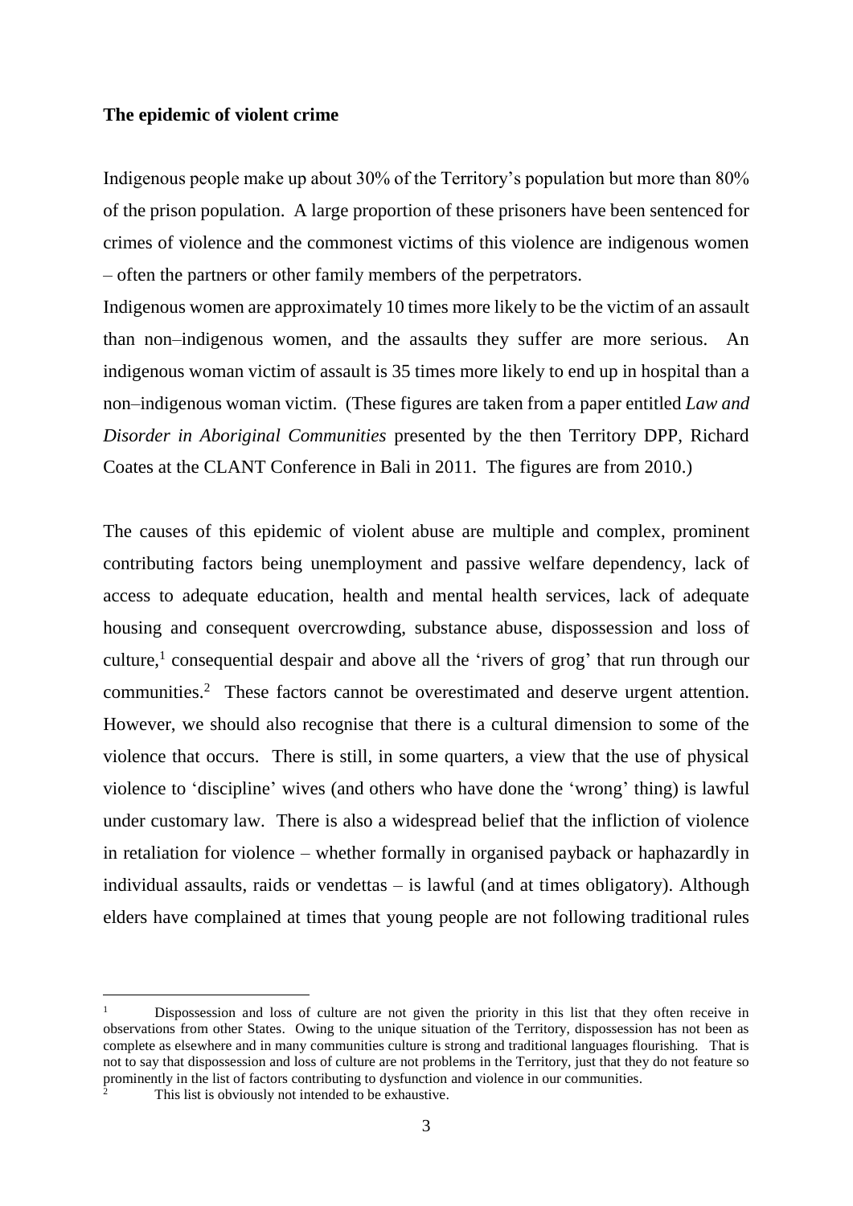**The epidemic of violent crime**

Indigenous people make up about 30% of the Territory's population but more than 80% of the prison population. A large proportion of these prisoners have been sentenced for crimes of violence and the commonest victims of this violence are indigenous women – often the partners or other family members of the perpetrators.

Indigenous women are approximately 10 times more likely to be the victim of an assault than non–indigenous women, and the assaults they suffer are more serious. An indigenous woman victim of assault is 35 times more likely to end up in hospital than a non–indigenous woman victim. (These figures are taken from a paper entitled *Law and Disorder in Aboriginal Communities* presented by the then Territory DPP, Richard Coates at the CLANT Conference in Bali in 2011. The figures are from 2010.)

The causes of this epidemic of violent abuse are multiple and complex, prominent contributing factors being unemployment and passive welfare dependency, lack of access to adequate education, health and mental health services, lack of adequate housing and consequent overcrowding, substance abuse, dispossession and loss of culture,[1] consequential despair and above all the 'rivers of grog' that run through our communities.[2] These factors cannot be overestimated and deserve urgent attention. However, we should also recognise that there is a cultural dimension to some of the violence that occurs. There is still, in some quarters, a view that the use of physical violence to 'discipline' wives (and others who have done the 'wrong' thing) is lawful under customary law. There is also a widespread belief that the infliction of violence in retaliation for violence – whether formally in organised payback or haphazardly in individual assaults, raids or vendettas – is lawful (and at times obligatory). Although elders have complained at times that young people are not following traditional rules

---

[1] Dispossession and loss of culture are not given the priority in this list that they often receive in observations from other States. Owing to the unique situation of the Territory, dispossession has not been as complete as elsewhere and in many communities culture is strong and traditional languages flourishing. That is not to say that dispossession and loss of culture are not problems in the Territory, just that they do not feature so prominently in the list of factors contributing to dysfunction and violence in our communities.

[2] This list is obviously not intended to be exhaustive.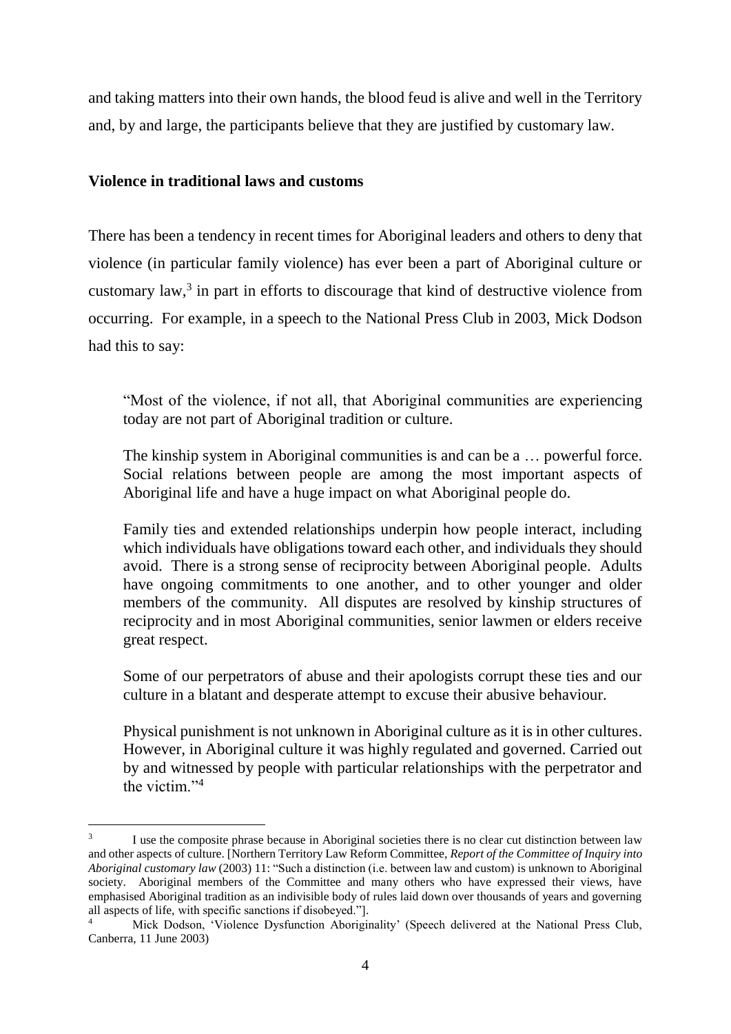and taking matters into their own hands, the blood feud is alive and well in the Territory and, by and large, the participants believe that they are justified by customary law.

**Violence in traditional laws and customs**

There has been a tendency in recent times for Aboriginal leaders and others to deny that violence (in particular family violence) has ever been a part of Aboriginal culture or customary law,[3] in part in efforts to discourage that kind of destructive violence from occurring. For example, in a speech to the National Press Club in 2003, Mick Dodson had this to say:

> "Most of the violence, if not all, that Aboriginal communities are experiencing today are not part of Aboriginal tradition or culture.
>
> The kinship system in Aboriginal communities is and can be a … powerful force. Social relations between people are among the most important aspects of Aboriginal life and have a huge impact on what Aboriginal people do.
>
> Family ties and extended relationships underpin how people interact, including which individuals have obligations toward each other, and individuals they should avoid. There is a strong sense of reciprocity between Aboriginal people. Adults have ongoing commitments to one another, and to other younger and older members of the community. All disputes are resolved by kinship structures of reciprocity and in most Aboriginal communities, senior lawmen or elders receive great respect.
>
> Some of our perpetrators of abuse and their apologists corrupt these ties and our culture in a blatant and desperate attempt to excuse their abusive behaviour.
>
> Physical punishment is not unknown in Aboriginal culture as it is in other cultures. However, in Aboriginal culture it was highly regulated and governed. Carried out by and witnessed by people with particular relationships with the perpetrator and the victim."[4]

---

[3] I use the composite phrase because in Aboriginal societies there is no clear cut distinction between law and other aspects of culture. [Northern Territory Law Reform Committee, *Report of the Committee of Inquiry into Aboriginal customary law* (2003) 11: "Such a distinction (i.e. between law and custom) is unknown to Aboriginal society. Aboriginal members of the Committee and many others who have expressed their views, have emphasised Aboriginal tradition as an indivisible body of rules laid down over thousands of years and governing all aspects of life, with specific sanctions if disobeyed."].

[4] Mick Dodson, 'Violence Dysfunction Aboriginality' (Speech delivered at the National Press Club, Canberra, 11 June 2003)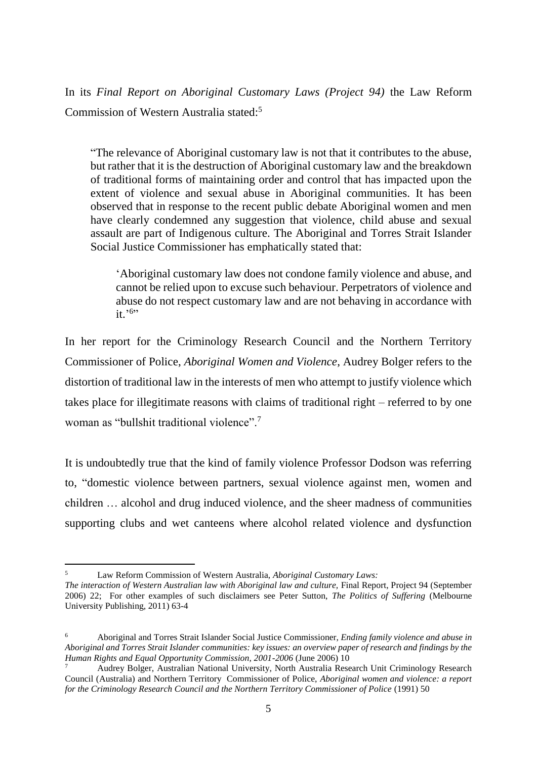In its *Final Report on Aboriginal Customary Laws (Project 94)* the Law Reform Commission of Western Australia stated:[5]

> "The relevance of Aboriginal customary law is not that it contributes to the abuse, but rather that it is the destruction of Aboriginal customary law and the breakdown of traditional forms of maintaining order and control that has impacted upon the extent of violence and sexual abuse in Aboriginal communities. It has been observed that in response to the recent public debate Aboriginal women and men have clearly condemned any suggestion that violence, child abuse and sexual assault are part of Indigenous culture. The Aboriginal and Torres Strait Islander Social Justice Commissioner has emphatically stated that:
>
> > 'Aboriginal customary law does not condone family violence and abuse, and cannot be relied upon to excuse such behaviour. Perpetrators of violence and abuse do not respect customary law and are not behaving in accordance with it.'[6]"

In her report for the Criminology Research Council and the Northern Territory Commissioner of Police, *Aboriginal Women and Violence*, Audrey Bolger refers to the distortion of traditional law in the interests of men who attempt to justify violence which takes place for illegitimate reasons with claims of traditional right – referred to by one woman as "bullshit traditional violence".[7]

It is undoubtedly true that the kind of family violence Professor Dodson was referring to, "domestic violence between partners, sexual violence against men, women and children … alcohol and drug induced violence, and the sheer madness of communities supporting clubs and wet canteens where alcohol related violence and dysfunction

---

[5] Law Reform Commission of Western Australia, *Aboriginal Customary Laws: The interaction of Western Australian law with Aboriginal law and culture*, Final Report, Project 94 (September 2006) 22; For other examples of such disclaimers see Peter Sutton, *The Politics of Suffering* (Melbourne University Publishing, 2011) 63-4

[6] Aboriginal and Torres Strait Islander Social Justice Commissioner, *Ending family violence and abuse in Aboriginal and Torres Strait Islander communities: key issues: an overview paper of research and findings by the Human Rights and Equal Opportunity Commission, 2001-2006* (June 2006) 10

[7] Audrey Bolger, Australian National University, North Australia Research Unit Criminology Research Council (Australia) and Northern Territory Commissioner of Police, *Aboriginal women and violence: a report for the Criminology Research Council and the Northern Territory Commissioner of Police* (1991) 50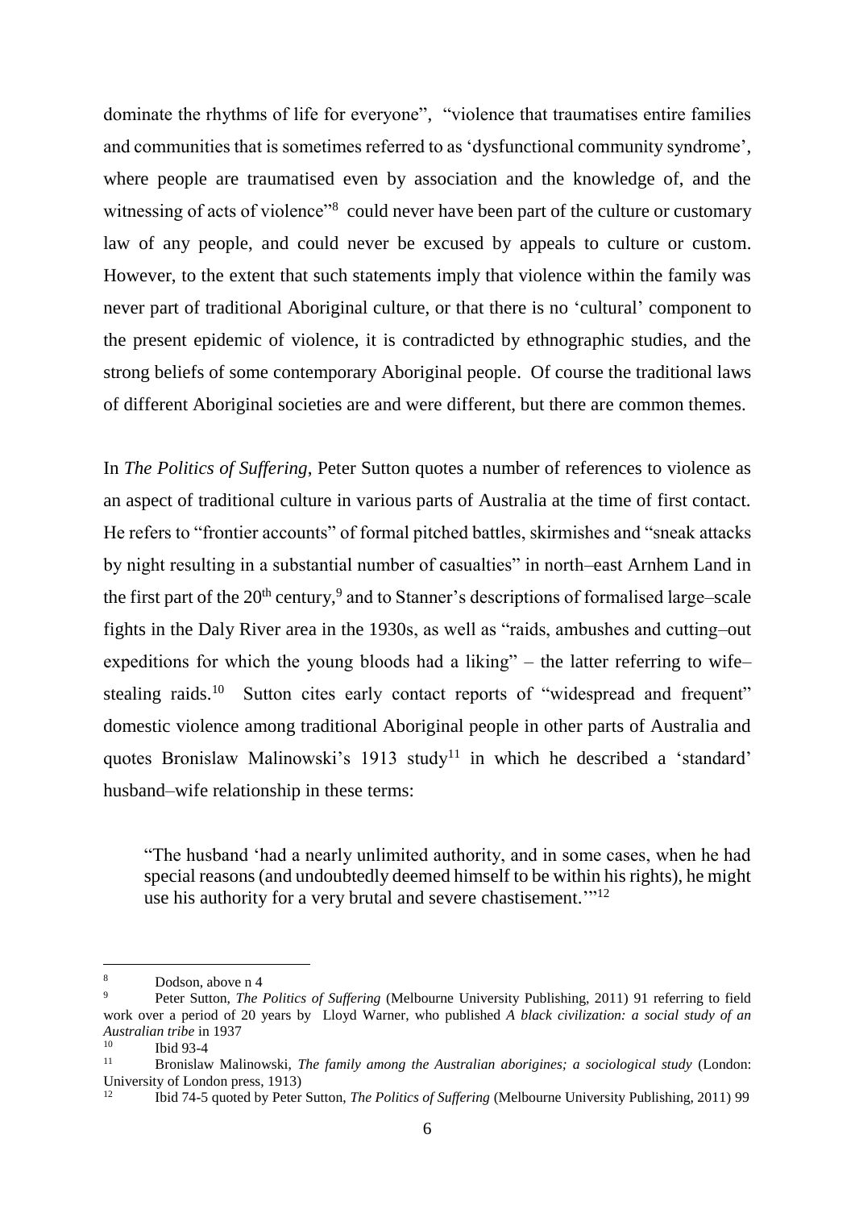dominate the rhythms of life for everyone", "violence that traumatises entire families and communities that is sometimes referred to as 'dysfunctional community syndrome', where people are traumatised even by association and the knowledge of, and the witnessing of acts of violence"[8] could never have been part of the culture or customary law of any people, and could never be excused by appeals to culture or custom. However, to the extent that such statements imply that violence within the family was never part of traditional Aboriginal culture, or that there is no 'cultural' component to the present epidemic of violence, it is contradicted by ethnographic studies, and the strong beliefs of some contemporary Aboriginal people. Of course the traditional laws of different Aboriginal societies are and were different, but there are common themes.

In *The Politics of Suffering*, Peter Sutton quotes a number of references to violence as an aspect of traditional culture in various parts of Australia at the time of first contact. He refers to "frontier accounts" of formal pitched battles, skirmishes and "sneak attacks by night resulting in a substantial number of casualties" in north–east Arnhem Land in the first part of the 20th century,[9] and to Stanner's descriptions of formalised large–scale fights in the Daly River area in the 1930s, as well as "raids, ambushes and cutting–out expeditions for which the young bloods had a liking" – the latter referring to wife–stealing raids.[10] Sutton cites early contact reports of "widespread and frequent" domestic violence among traditional Aboriginal people in other parts of Australia and quotes Bronislaw Malinowski's 1913 study[11] in which he described a 'standard' husband–wife relationship in these terms:

> "The husband 'had a nearly unlimited authority, and in some cases, when he had special reasons (and undoubtedly deemed himself to be within his rights), he might use his authority for a very brutal and severe chastisement.'"[12]

---

[8] Dodson, above n 4

[9] Peter Sutton, *The Politics of Suffering* (Melbourne University Publishing, 2011) 91 referring to field work over a period of 20 years by Lloyd Warner, who published *A black civilization: a social study of an Australian tribe* in 1937

[10] Ibid 93-4

[11] Bronislaw Malinowski, *The family among the Australian aborigines; a sociological study* (London: University of London press, 1913)

[12] Ibid 74-5 quoted by Peter Sutton, *The Politics of Suffering* (Melbourne University Publishing, 2011) 99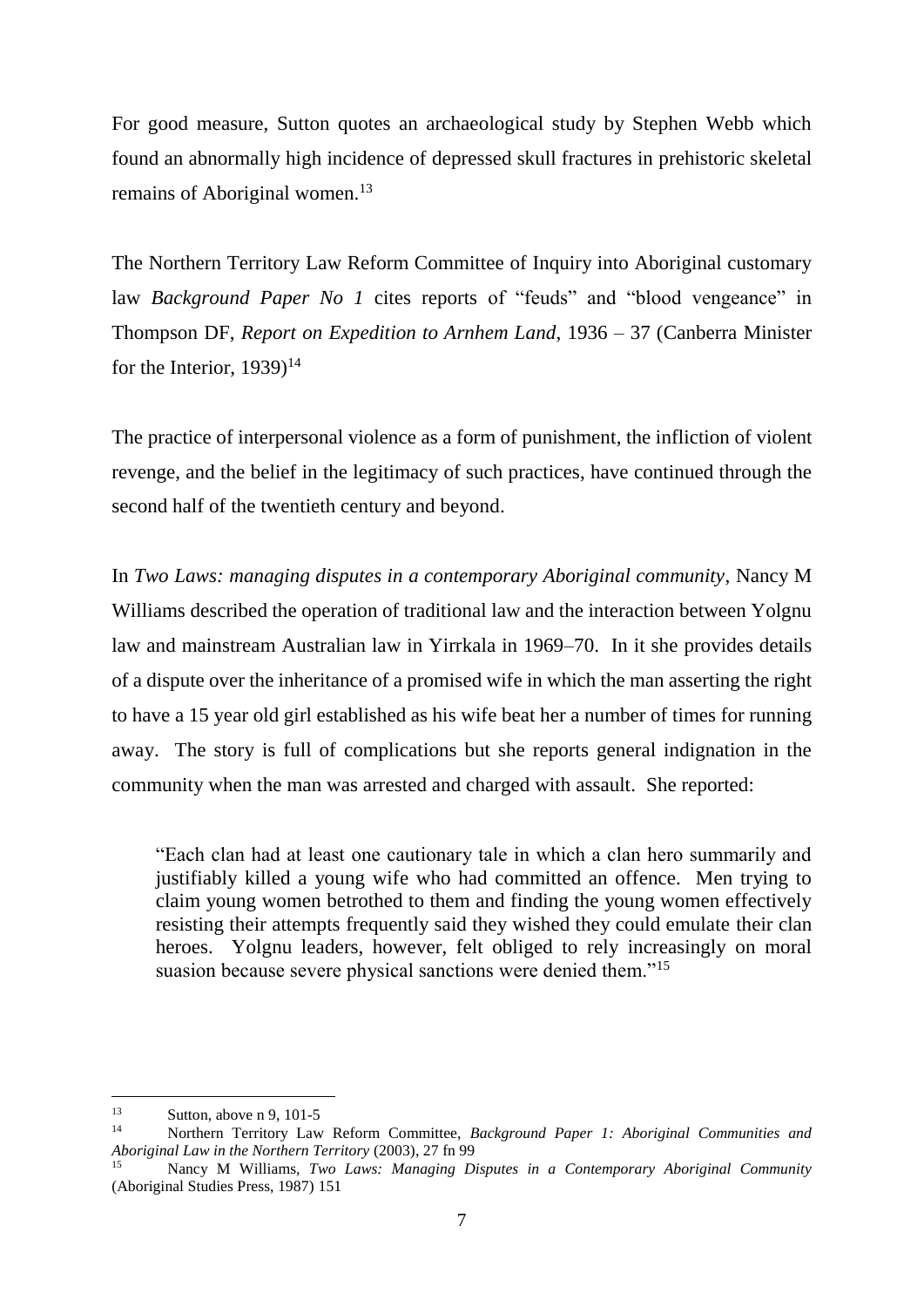For good measure, Sutton quotes an archaeological study by Stephen Webb which found an abnormally high incidence of depressed skull fractures in prehistoric skeletal remains of Aboriginal women.[13]

The Northern Territory Law Reform Committee of Inquiry into Aboriginal customary law *Background Paper No 1* cites reports of "feuds" and "blood vengeance" in Thompson DF, *Report on Expedition to Arnhem Land*, 1936 – 37 (Canberra Minister for the Interior, 1939)[14]

The practice of interpersonal violence as a form of punishment, the infliction of violent revenge, and the belief in the legitimacy of such practices, have continued through the second half of the twentieth century and beyond.

In *Two Laws: managing disputes in a contemporary Aboriginal community*, Nancy M Williams described the operation of traditional law and the interaction between Yolgnu law and mainstream Australian law in Yirrkala in 1969–70. In it she provides details of a dispute over the inheritance of a promised wife in which the man asserting the right to have a 15 year old girl established as his wife beat her a number of times for running away. The story is full of complications but she reports general indignation in the community when the man was arrested and charged with assault. She reported:

> "Each clan had at least one cautionary tale in which a clan hero summarily and justifiably killed a young wife who had committed an offence. Men trying to claim young women betrothed to them and finding the young women effectively resisting their attempts frequently said they wished they could emulate their clan heroes. Yolgnu leaders, however, felt obliged to rely increasingly on moral suasion because severe physical sanctions were denied them."[15]

---

[13] Sutton, above n 9, 101-5

[14] Northern Territory Law Reform Committee, *Background Paper 1: Aboriginal Communities and Aboriginal Law in the Northern Territory* (2003), 27 fn 99

[15] Nancy M Williams, *Two Laws: Managing Disputes in a Contemporary Aboriginal Community* (Aboriginal Studies Press, 1987) 151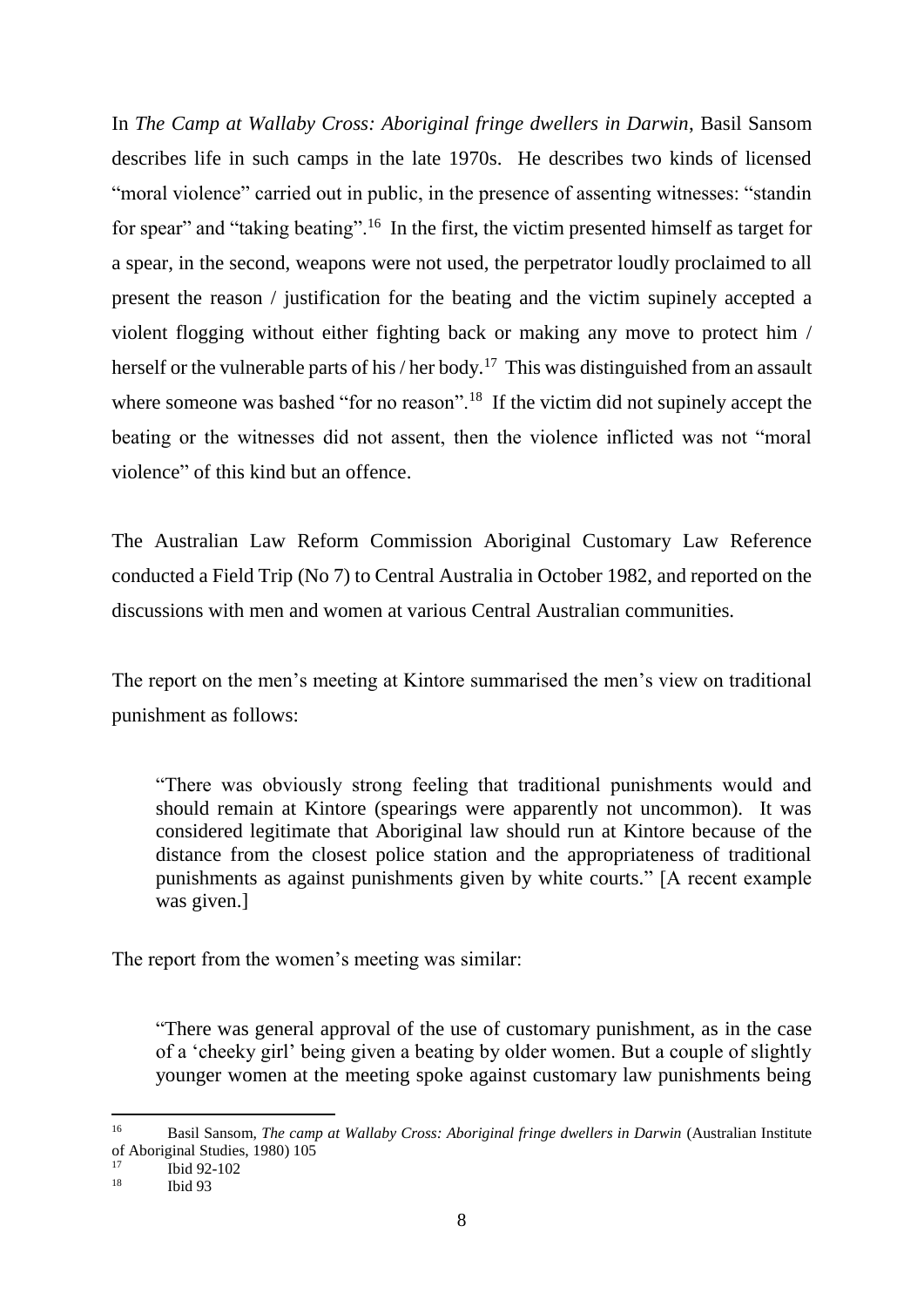In *The Camp at Wallaby Cross: Aboriginal fringe dwellers in Darwin*, Basil Sansom describes life in such camps in the late 1970s. He describes two kinds of licensed "moral violence" carried out in public, in the presence of assenting witnesses: "standin for spear" and "taking beating".[16] In the first, the victim presented himself as target for a spear, in the second, weapons were not used, the perpetrator loudly proclaimed to all present the reason / justification for the beating and the victim supinely accepted a violent flogging without either fighting back or making any move to protect him / herself or the vulnerable parts of his / her body.[17] This was distinguished from an assault where someone was bashed "for no reason".[18] If the victim did not supinely accept the beating or the witnesses did not assent, then the violence inflicted was not "moral violence" of this kind but an offence.

The Australian Law Reform Commission Aboriginal Customary Law Reference conducted a Field Trip (No 7) to Central Australia in October 1982, and reported on the discussions with men and women at various Central Australian communities.

The report on the men's meeting at Kintore summarised the men's view on traditional punishment as follows:

> "There was obviously strong feeling that traditional punishments would and should remain at Kintore (spearings were apparently not uncommon). It was considered legitimate that Aboriginal law should run at Kintore because of the distance from the closest police station and the appropriateness of traditional punishments as against punishments given by white courts." [A recent example was given.]

The report from the women's meeting was similar:

> "There was general approval of the use of customary punishment, as in the case of a 'cheeky girl' being given a beating by older women. But a couple of slightly younger women at the meeting spoke against customary law punishments being

---

[16] Basil Sansom, *The camp at Wallaby Cross: Aboriginal fringe dwellers in Darwin* (Australian Institute of Aboriginal Studies, 1980) 105

[17] Ibid 92-102

[18] Ibid 93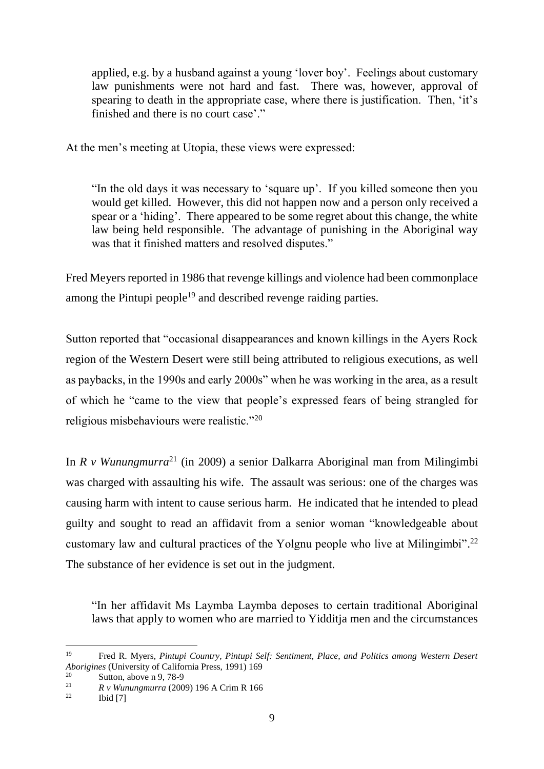> applied, e.g. by a husband against a young 'lover boy'. Feelings about customary law punishments were not hard and fast. There was, however, approval of spearing to death in the appropriate case, where there is justification. Then, 'it's finished and there is no court case'."

At the men's meeting at Utopia, these views were expressed:

> "In the old days it was necessary to 'square up'. If you killed someone then you would get killed. However, this did not happen now and a person only received a spear or a 'hiding'. There appeared to be some regret about this change, the white law being held responsible. The advantage of punishing in the Aboriginal way was that it finished matters and resolved disputes."

Fred Meyers reported in 1986 that revenge killings and violence had been commonplace among the Pintupi people[19] and described revenge raiding parties.

Sutton reported that "occasional disappearances and known killings in the Ayers Rock region of the Western Desert were still being attributed to religious executions, as well as paybacks, in the 1990s and early 2000s" when he was working in the area, as a result of which he "came to the view that people's expressed fears of being strangled for religious misbehaviours were realistic."[20]

In *R v Wunungmurra*[21] (in 2009) a senior Dalkarra Aboriginal man from Milingimbi was charged with assaulting his wife. The assault was serious: one of the charges was causing harm with intent to cause serious harm. He indicated that he intended to plead guilty and sought to read an affidavit from a senior woman "knowledgeable about customary law and cultural practices of the Yolgnu people who live at Milingimbi".[22] The substance of her evidence is set out in the judgment.

> "In her affidavit Ms Laymba Laymba deposes to certain traditional Aboriginal laws that apply to women who are married to Yidditja men and the circumstances

---

[19] Fred R. Myers, *Pintupi Country, Pintupi Self: Sentiment, Place, and Politics among Western Desert Aborigines* (University of California Press, 1991) 169

[20] Sutton, above n 9, 78-9

[21] *R v Wunungmurra* (2009) 196 A Crim R 166

[22] Ibid [7]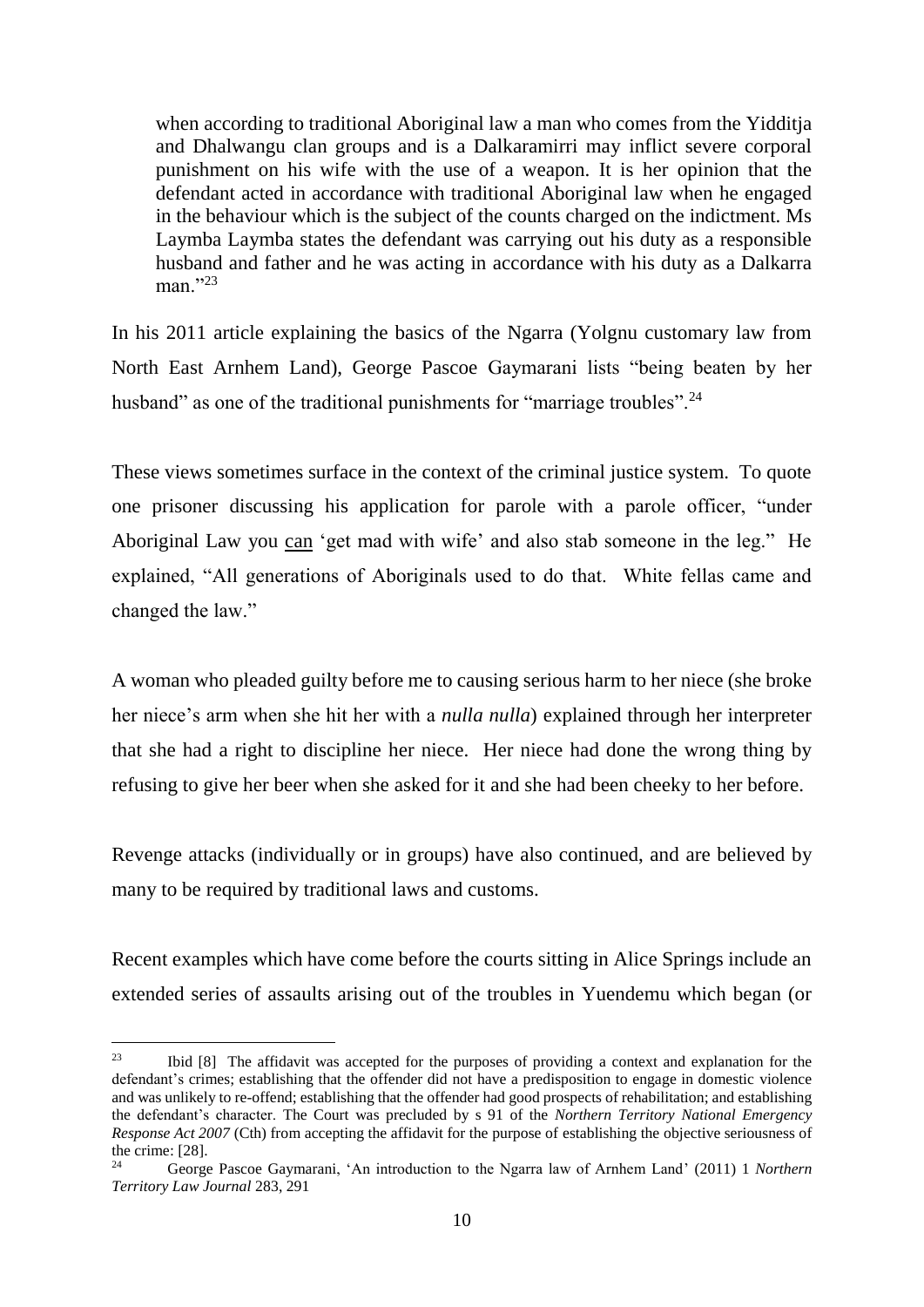> when according to traditional Aboriginal law a man who comes from the Yidditja and Dhalwangu clan groups and is a Dalkaramirri may inflict severe corporal punishment on his wife with the use of a weapon. It is her opinion that the defendant acted in accordance with traditional Aboriginal law when he engaged in the behaviour which is the subject of the counts charged on the indictment. Ms Laymba Laymba states the defendant was carrying out his duty as a responsible husband and father and he was acting in accordance with his duty as a Dalkarra man."[23]

In his 2011 article explaining the basics of the Ngarra (Yolgnu customary law from North East Arnhem Land), George Pascoe Gaymarani lists "being beaten by her husband" as one of the traditional punishments for "marriage troubles".[24]

These views sometimes surface in the context of the criminal justice system. To quote one prisoner discussing his application for parole with a parole officer, "under Aboriginal Law you <u>can</u> 'get mad with wife' and also stab someone in the leg." He explained, "All generations of Aboriginals used to do that. White fellas came and changed the law."

A woman who pleaded guilty before me to causing serious harm to her niece (she broke her niece's arm when she hit her with a *nulla nulla*) explained through her interpreter that she had a right to discipline her niece. Her niece had done the wrong thing by refusing to give her beer when she asked for it and she had been cheeky to her before.

Revenge attacks (individually or in groups) have also continued, and are believed by many to be required by traditional laws and customs.

Recent examples which have come before the courts sitting in Alice Springs include an extended series of assaults arising out of the troubles in Yuendemu which began (or

---

[23] Ibid [8] The affidavit was accepted for the purposes of providing a context and explanation for the defendant's crimes; establishing that the offender did not have a predisposition to engage in domestic violence and was unlikely to re-offend; establishing that the offender had good prospects of rehabilitation; and establishing the defendant's character. The Court was precluded by s 91 of the *Northern Territory National Emergency Response Act 2007* (Cth) from accepting the affidavit for the purpose of establishing the objective seriousness of the crime: [28].

[24] George Pascoe Gaymarani, 'An introduction to the Ngarra law of Arnhem Land' (2011) 1 *Northern Territory Law Journal* 283, 291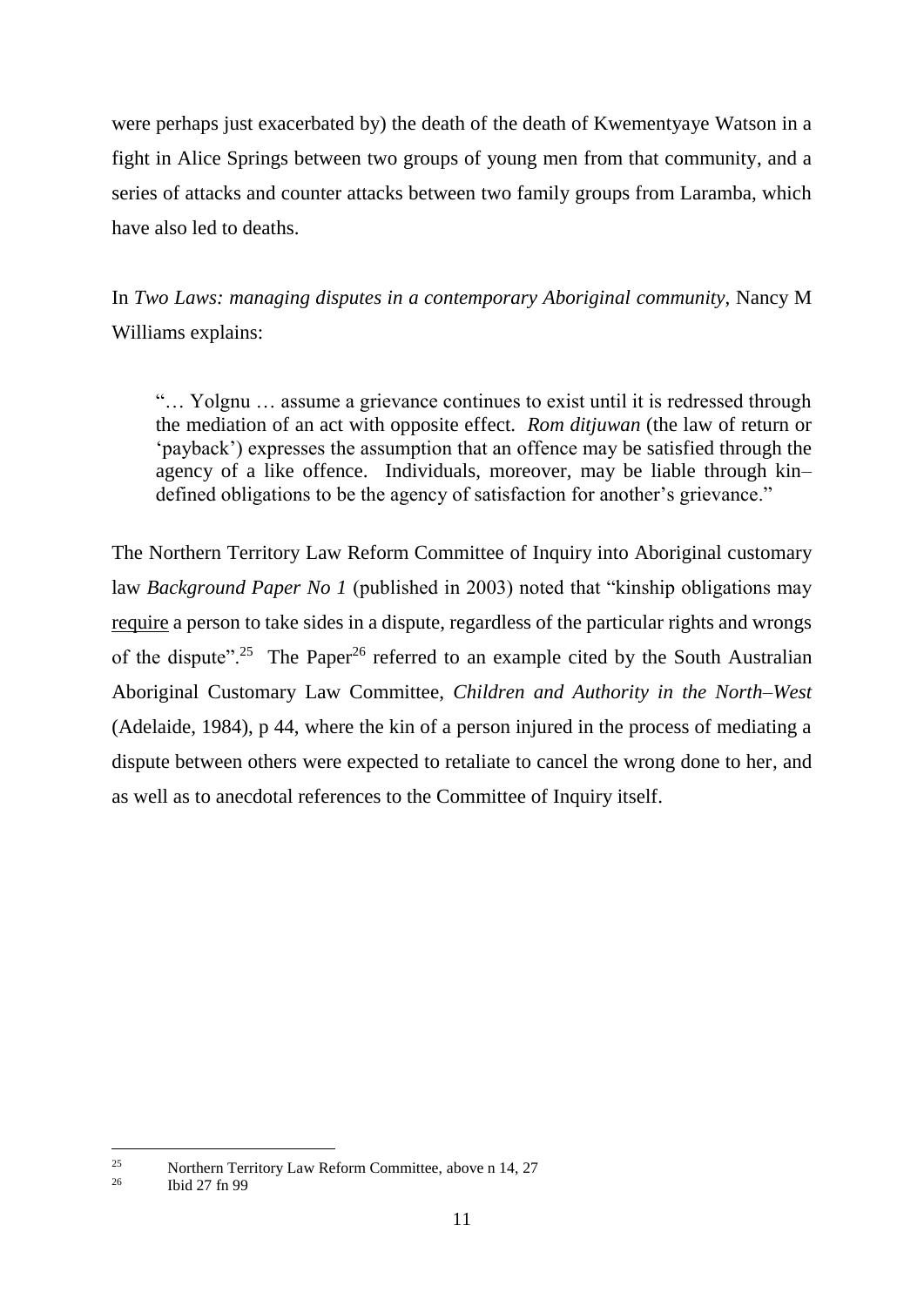were perhaps just exacerbated by) the death of the death of Kwementyaye Watson in a fight in Alice Springs between two groups of young men from that community, and a series of attacks and counter attacks between two family groups from Laramba, which have also led to deaths.

In *Two Laws: managing disputes in a contemporary Aboriginal community*, Nancy M Williams explains:

> "… Yolgnu … assume a grievance continues to exist until it is redressed through the mediation of an act with opposite effect. *Rom ditjuwan* (the law of return or 'payback') expresses the assumption that an offence may be satisfied through the agency of a like offence. Individuals, moreover, may be liable through kin–defined obligations to be the agency of satisfaction for another's grievance."

The Northern Territory Law Reform Committee of Inquiry into Aboriginal customary law *Background Paper No 1* (published in 2003) noted that "kinship obligations may <u>require</u> a person to take sides in a dispute, regardless of the particular rights and wrongs of the dispute".[25] The Paper[26] referred to an example cited by the South Australian Aboriginal Customary Law Committee, *Children and Authority in the North–West* (Adelaide, 1984), p 44, where the kin of a person injured in the process of mediating a dispute between others were expected to retaliate to cancel the wrong done to her, and as well as to anecdotal references to the Committee of Inquiry itself.

---

[25] Northern Territory Law Reform Committee, above n 14, 27

[26] Ibid 27 fn 99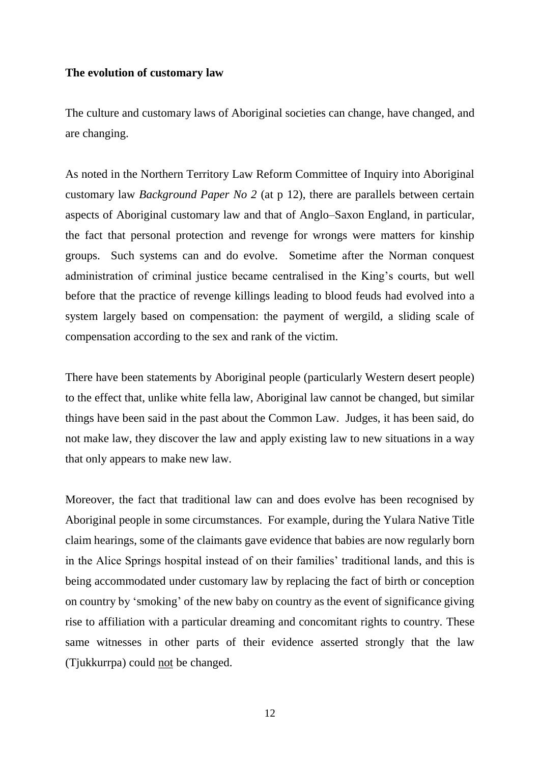**The evolution of customary law**

The culture and customary laws of Aboriginal societies can change, have changed, and are changing.

As noted in the Northern Territory Law Reform Committee of Inquiry into Aboriginal customary law *Background Paper No 2* (at p 12), there are parallels between certain aspects of Aboriginal customary law and that of Anglo–Saxon England, in particular, the fact that personal protection and revenge for wrongs were matters for kinship groups. Such systems can and do evolve. Sometime after the Norman conquest administration of criminal justice became centralised in the King's courts, but well before that the practice of revenge killings leading to blood feuds had evolved into a system largely based on compensation: the payment of wergild, a sliding scale of compensation according to the sex and rank of the victim.

There have been statements by Aboriginal people (particularly Western desert people) to the effect that, unlike white fella law, Aboriginal law cannot be changed, but similar things have been said in the past about the Common Law. Judges, it has been said, do not make law, they discover the law and apply existing law to new situations in a way that only appears to make new law.

Moreover, the fact that traditional law can and does evolve has been recognised by Aboriginal people in some circumstances. For example, during the Yulara Native Title claim hearings, some of the claimants gave evidence that babies are now regularly born in the Alice Springs hospital instead of on their families' traditional lands, and this is being accommodated under customary law by replacing the fact of birth or conception on country by 'smoking' of the new baby on country as the event of significance giving rise to affiliation with a particular dreaming and concomitant rights to country. These same witnesses in other parts of their evidence asserted strongly that the law (Tjukkurrpa) could <u>not</u> be changed.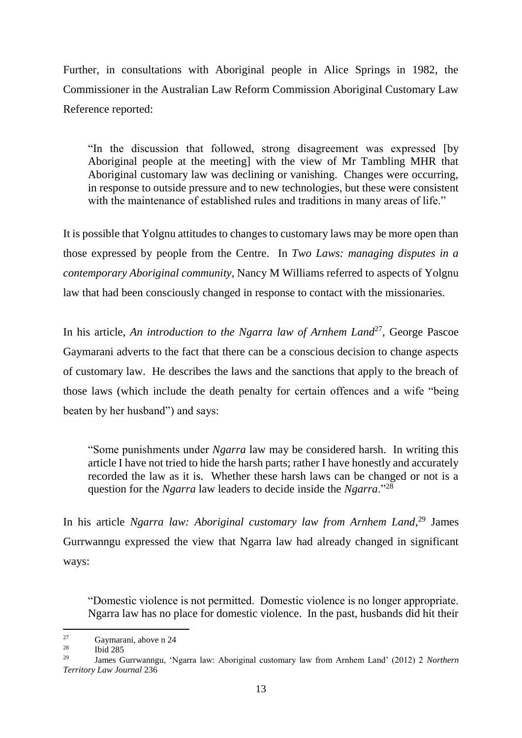Further, in consultations with Aboriginal people in Alice Springs in 1982, the Commissioner in the Australian Law Reform Commission Aboriginal Customary Law Reference reported:

> "In the discussion that followed, strong disagreement was expressed [by Aboriginal people at the meeting] with the view of Mr Tambling MHR that Aboriginal customary law was declining or vanishing. Changes were occurring, in response to outside pressure and to new technologies, but these were consistent with the maintenance of established rules and traditions in many areas of life."

It is possible that Yolgnu attitudes to changes to customary laws may be more open than those expressed by people from the Centre. In *Two Laws: managing disputes in a contemporary Aboriginal community*, Nancy M Williams referred to aspects of Yolgnu law that had been consciously changed in response to contact with the missionaries.

In his article, *An introduction to the Ngarra law of Arnhem Land*[27], George Pascoe Gaymarani adverts to the fact that there can be a conscious decision to change aspects of customary law. He describes the laws and the sanctions that apply to the breach of those laws (which include the death penalty for certain offences and a wife "being beaten by her husband") and says:

> "Some punishments under *Ngarra* law may be considered harsh. In writing this article I have not tried to hide the harsh parts; rather I have honestly and accurately recorded the law as it is. Whether these harsh laws can be changed or not is a question for the *Ngarra* law leaders to decide inside the *Ngarra*."[28]

In his article *Ngarra law: Aboriginal customary law from Arnhem Land*,[29] James Gurrwanngu expressed the view that Ngarra law had already changed in significant ways:

> "Domestic violence is not permitted. Domestic violence is no longer appropriate. Ngarra law has no place for domestic violence. In the past, husbands did hit their

---

[27] Gaymarani, above n 24

[28] Ibid 285

[29] James Gurrwanngu, 'Ngarra law: Aboriginal customary law from Arnhem Land' (2012) 2 *Northern Territory Law Journal* 236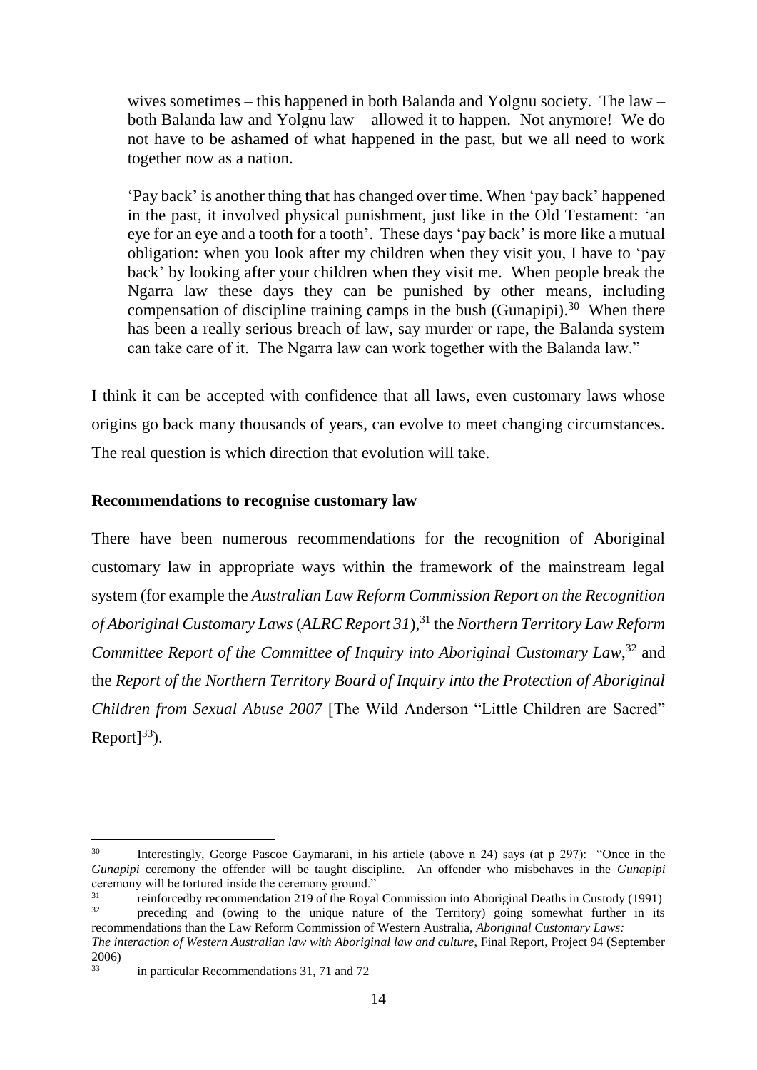> wives sometimes – this happened in both Balanda and Yolgnu society. The law – both Balanda law and Yolgnu law – allowed it to happen. Not anymore! We do not have to be ashamed of what happened in the past, but we all need to work together now as a nation.
>
> 'Pay back' is another thing that has changed over time. When 'pay back' happened in the past, it involved physical punishment, just like in the Old Testament: 'an eye for an eye and a tooth for a tooth'. These days 'pay back' is more like a mutual obligation: when you look after my children when they visit you, I have to 'pay back' by looking after your children when they visit me. When people break the Ngarra law these days they can be punished by other means, including compensation of discipline training camps in the bush (Gunapipi).[30] When there has been a really serious breach of law, say murder or rape, the Balanda system can take care of it. The Ngarra law can work together with the Balanda law."

I think it can be accepted with confidence that all laws, even customary laws whose origins go back many thousands of years, can evolve to meet changing circumstances. The real question is which direction that evolution will take.

**Recommendations to recognise customary law**

There have been numerous recommendations for the recognition of Aboriginal customary law in appropriate ways within the framework of the mainstream legal system (for example the *Australian Law Reform Commission Report on the Recognition of Aboriginal Customary Laws* (*ALRC Report 31*),[31] the *Northern Territory Law Reform Committee Report of the Committee of Inquiry into Aboriginal Customary Law*,[32] and the *Report of the Northern Territory Board of Inquiry into the Protection of Aboriginal Children from Sexual Abuse 2007* [The Wild Anderson "Little Children are Sacred" Report][33]).

---

[30] Interestingly, George Pascoe Gaymarani, in his article (above n 24) says (at p 297): "Once in the *Gunapipi* ceremony the offender will be taught discipline. An offender who misbehaves in the *Gunapipi* ceremony will be tortured inside the ceremony ground."

[31] reinforcedby recommendation 219 of the Royal Commission into Aboriginal Deaths in Custody (1991)

[32] preceding and (owing to the unique nature of the Territory) going somewhat further in its recommendations than the Law Reform Commission of Western Australia, *Aboriginal Customary Laws: The interaction of Western Australian law with Aboriginal law and culture*, Final Report, Project 94 (September 2006)

[33] in particular Recommendations 31, 71 and 72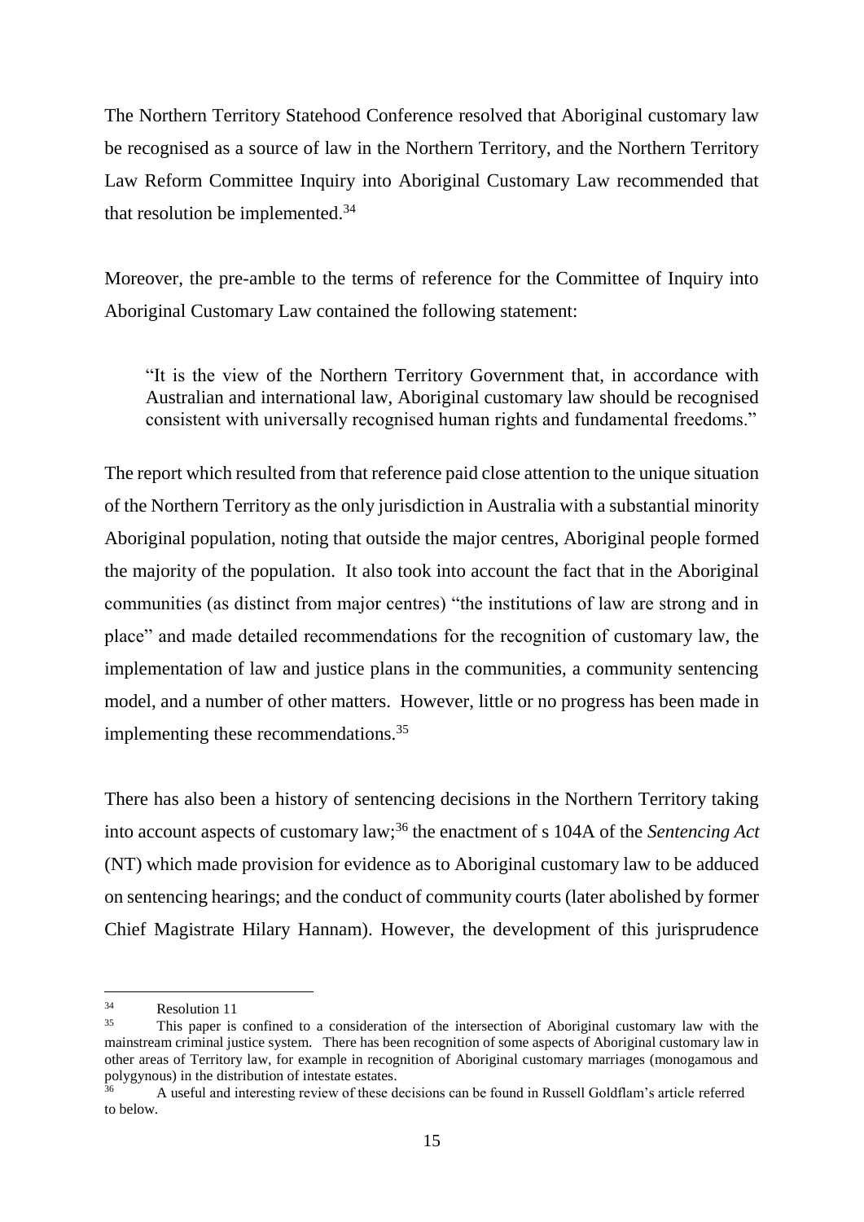The Northern Territory Statehood Conference resolved that Aboriginal customary law be recognised as a source of law in the Northern Territory, and the Northern Territory Law Reform Committee Inquiry into Aboriginal Customary Law recommended that that resolution be implemented.[34]

Moreover, the pre-amble to the terms of reference for the Committee of Inquiry into Aboriginal Customary Law contained the following statement:

> "It is the view of the Northern Territory Government that, in accordance with Australian and international law, Aboriginal customary law should be recognised consistent with universally recognised human rights and fundamental freedoms."

The report which resulted from that reference paid close attention to the unique situation of the Northern Territory as the only jurisdiction in Australia with a substantial minority Aboriginal population, noting that outside the major centres, Aboriginal people formed the majority of the population. It also took into account the fact that in the Aboriginal communities (as distinct from major centres) "the institutions of law are strong and in place" and made detailed recommendations for the recognition of customary law, the implementation of law and justice plans in the communities, a community sentencing model, and a number of other matters. However, little or no progress has been made in implementing these recommendations.[35]

There has also been a history of sentencing decisions in the Northern Territory taking into account aspects of customary law;[36] the enactment of s 104A of the *Sentencing Act* (NT) which made provision for evidence as to Aboriginal customary law to be adduced on sentencing hearings; and the conduct of community courts (later abolished by former Chief Magistrate Hilary Hannam). However, the development of this jurisprudence

---

[34] Resolution 11

[35] This paper is confined to a consideration of the intersection of Aboriginal customary law with the mainstream criminal justice system. There has been recognition of some aspects of Aboriginal customary law in other areas of Territory law, for example in recognition of Aboriginal customary marriages (monogamous and polygynous) in the distribution of intestate estates.

[36] A useful and interesting review of these decisions can be found in Russell Goldflam's article referred to below.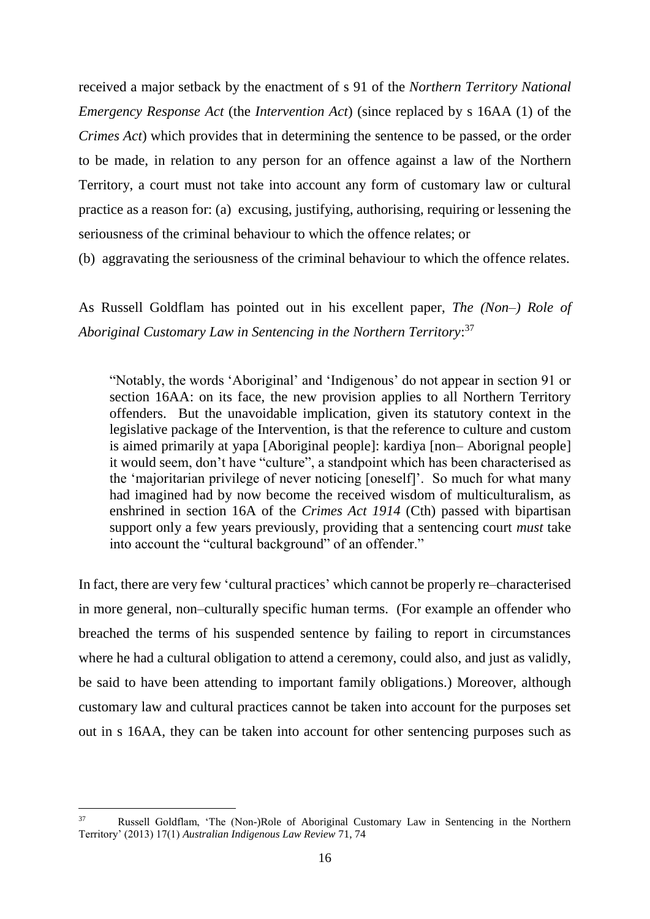received a major setback by the enactment of s 91 of the *Northern Territory National Emergency Response Act* (the *Intervention Act*) (since replaced by s 16AA (1) of the *Crimes Act*) which provides that in determining the sentence to be passed, or the order to be made, in relation to any person for an offence against a law of the Northern Territory, a court must not take into account any form of customary law or cultural practice as a reason for: (a) excusing, justifying, authorising, requiring or lessening the seriousness of the criminal behaviour to which the offence relates; or

(b) aggravating the seriousness of the criminal behaviour to which the offence relates.

As Russell Goldflam has pointed out in his excellent paper, *The (Non–) Role of Aboriginal Customary Law in Sentencing in the Northern Territory*:[37]

> "Notably, the words 'Aboriginal' and 'Indigenous' do not appear in section 91 or section 16AA: on its face, the new provision applies to all Northern Territory offenders. But the unavoidable implication, given its statutory context in the legislative package of the Intervention, is that the reference to culture and custom is aimed primarily at yapa [Aboriginal people]: kardiya [non– Aborignal people] it would seem, don't have "culture", a standpoint which has been characterised as the 'majoritarian privilege of never noticing [oneself]'. So much for what many had imagined had by now become the received wisdom of multiculturalism, as enshrined in section 16A of the *Crimes Act 1914* (Cth) passed with bipartisan support only a few years previously, providing that a sentencing court *must* take into account the "cultural background" of an offender."

In fact, there are very few 'cultural practices' which cannot be properly re–characterised in more general, non–culturally specific human terms. (For example an offender who breached the terms of his suspended sentence by failing to report in circumstances where he had a cultural obligation to attend a ceremony, could also, and just as validly, be said to have been attending to important family obligations.) Moreover, although customary law and cultural practices cannot be taken into account for the purposes set out in s 16AA, they can be taken into account for other sentencing purposes such as

---

[37] Russell Goldflam, 'The (Non-)Role of Aboriginal Customary Law in Sentencing in the Northern Territory' (2013) 17(1) *Australian Indigenous Law Review* 71, 74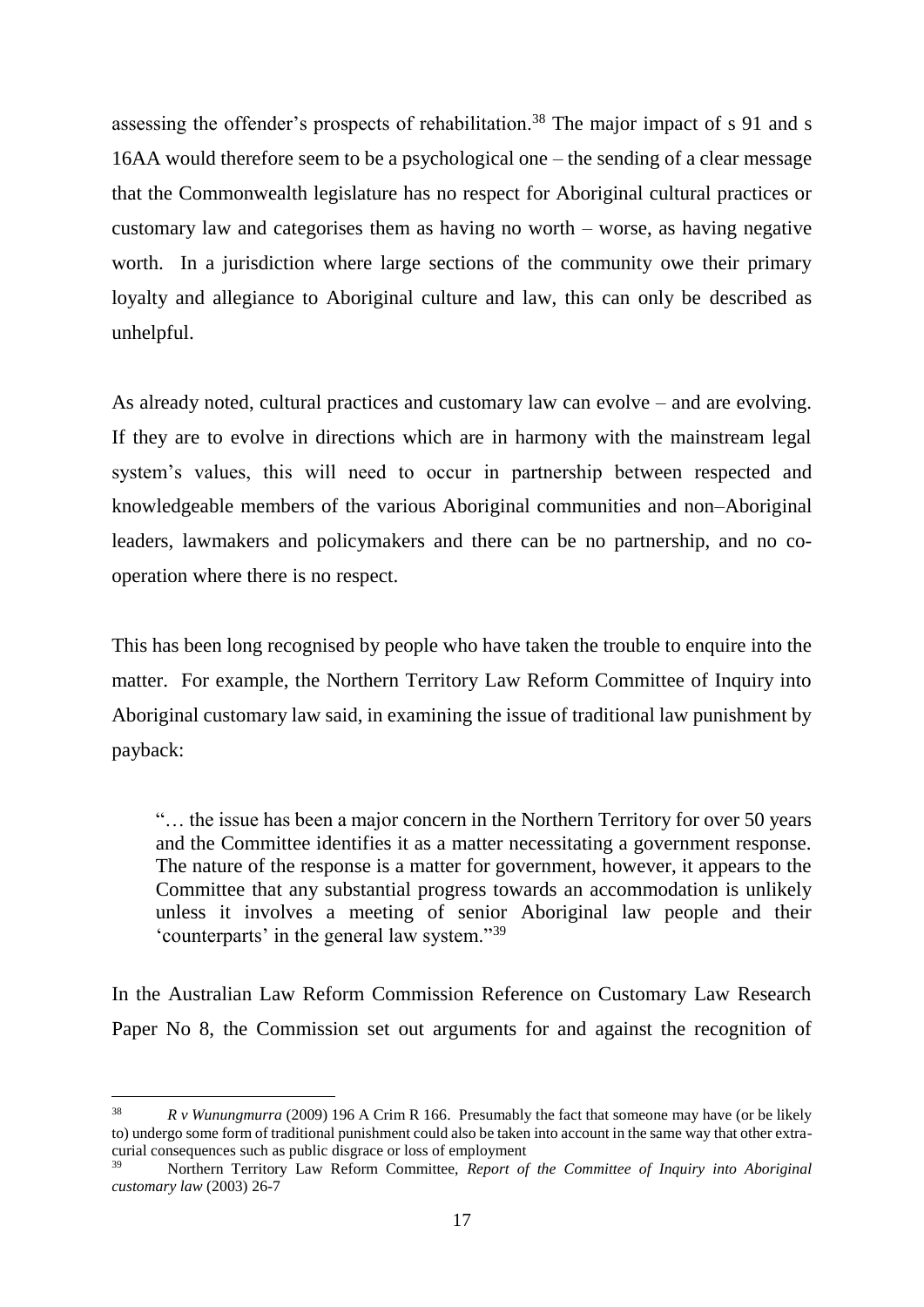assessing the offender's prospects of rehabilitation.[38] The major impact of s 91 and s 16AA would therefore seem to be a psychological one – the sending of a clear message that the Commonwealth legislature has no respect for Aboriginal cultural practices or customary law and categorises them as having no worth – worse, as having negative worth. In a jurisdiction where large sections of the community owe their primary loyalty and allegiance to Aboriginal culture and law, this can only be described as unhelpful.

As already noted, cultural practices and customary law can evolve – and are evolving. If they are to evolve in directions which are in harmony with the mainstream legal system's values, this will need to occur in partnership between respected and knowledgeable members of the various Aboriginal communities and non–Aboriginal leaders, lawmakers and policymakers and there can be no partnership, and no co-operation where there is no respect.

This has been long recognised by people who have taken the trouble to enquire into the matter. For example, the Northern Territory Law Reform Committee of Inquiry into Aboriginal customary law said, in examining the issue of traditional law punishment by payback:

> "… the issue has been a major concern in the Northern Territory for over 50 years and the Committee identifies it as a matter necessitating a government response. The nature of the response is a matter for government, however, it appears to the Committee that any substantial progress towards an accommodation is unlikely unless it involves a meeting of senior Aboriginal law people and their 'counterparts' in the general law system."[39]

In the Australian Law Reform Commission Reference on Customary Law Research Paper No 8, the Commission set out arguments for and against the recognition of

---

[38] *R v Wunungmurra* (2009) 196 A Crim R 166. Presumably the fact that someone may have (or be likely to) undergo some form of traditional punishment could also be taken into account in the same way that other extra-curial consequences such as public disgrace or loss of employment

[39] Northern Territory Law Reform Committee, *Report of the Committee of Inquiry into Aboriginal customary law* (2003) 26-7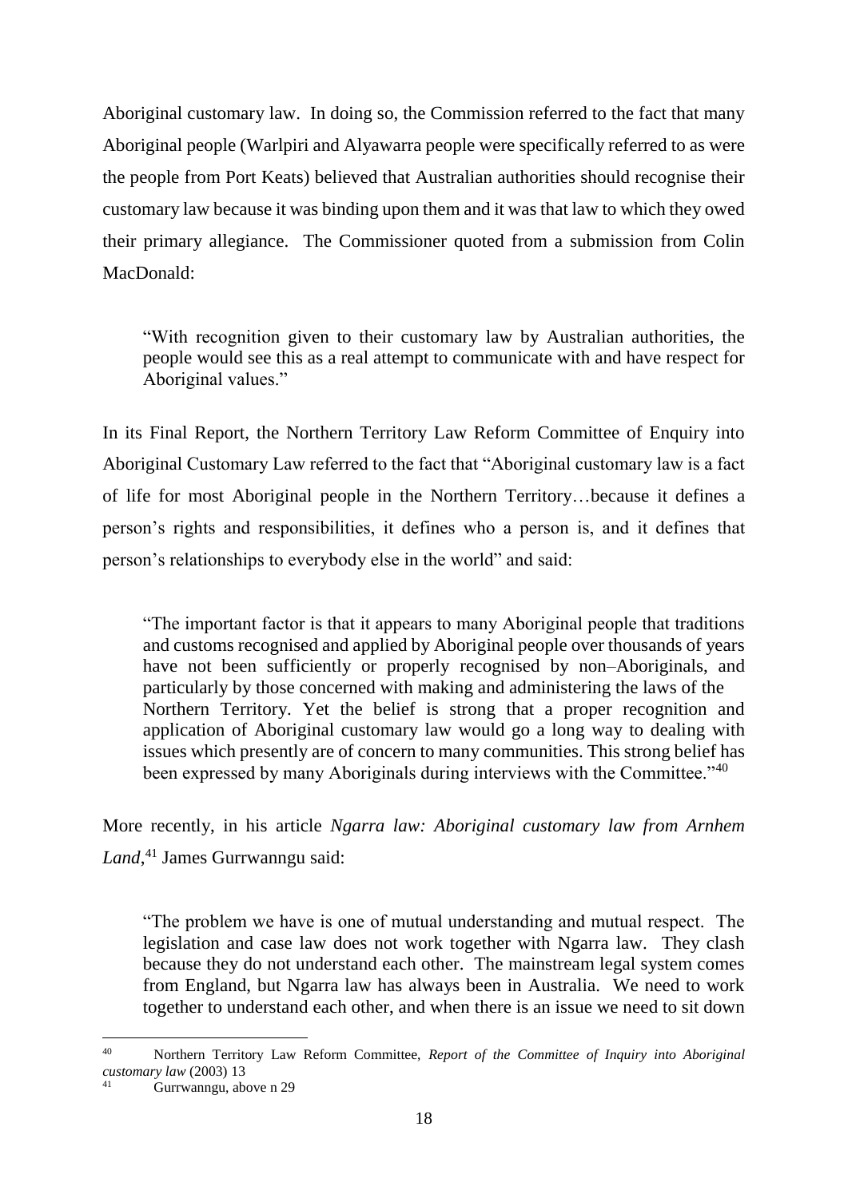Aboriginal customary law. In doing so, the Commission referred to the fact that many Aboriginal people (Warlpiri and Alyawarra people were specifically referred to as were the people from Port Keats) believed that Australian authorities should recognise their customary law because it was binding upon them and it was that law to which they owed their primary allegiance. The Commissioner quoted from a submission from Colin MacDonald:

> "With recognition given to their customary law by Australian authorities, the people would see this as a real attempt to communicate with and have respect for Aboriginal values."

In its Final Report, the Northern Territory Law Reform Committee of Enquiry into Aboriginal Customary Law referred to the fact that "Aboriginal customary law is a fact of life for most Aboriginal people in the Northern Territory…because it defines a person's rights and responsibilities, it defines who a person is, and it defines that person's relationships to everybody else in the world" and said:

> "The important factor is that it appears to many Aboriginal people that traditions and customs recognised and applied by Aboriginal people over thousands of years have not been sufficiently or properly recognised by non–Aboriginals, and particularly by those concerned with making and administering the laws of the Northern Territory. Yet the belief is strong that a proper recognition and application of Aboriginal customary law would go a long way to dealing with issues which presently are of concern to many communities. This strong belief has been expressed by many Aboriginals during interviews with the Committee."[40]

More recently, in his article *Ngarra law: Aboriginal customary law from Arnhem Land*,[41] James Gurrwanngu said:

> "The problem we have is one of mutual understanding and mutual respect. The legislation and case law does not work together with Ngarra law. They clash because they do not understand each other. The mainstream legal system comes from England, but Ngarra law has always been in Australia. We need to work together to understand each other, and when there is an issue we need to sit down

---

[40] Northern Territory Law Reform Committee, *Report of the Committee of Inquiry into Aboriginal customary law* (2003) 13

[41] Gurrwanngu, above n 29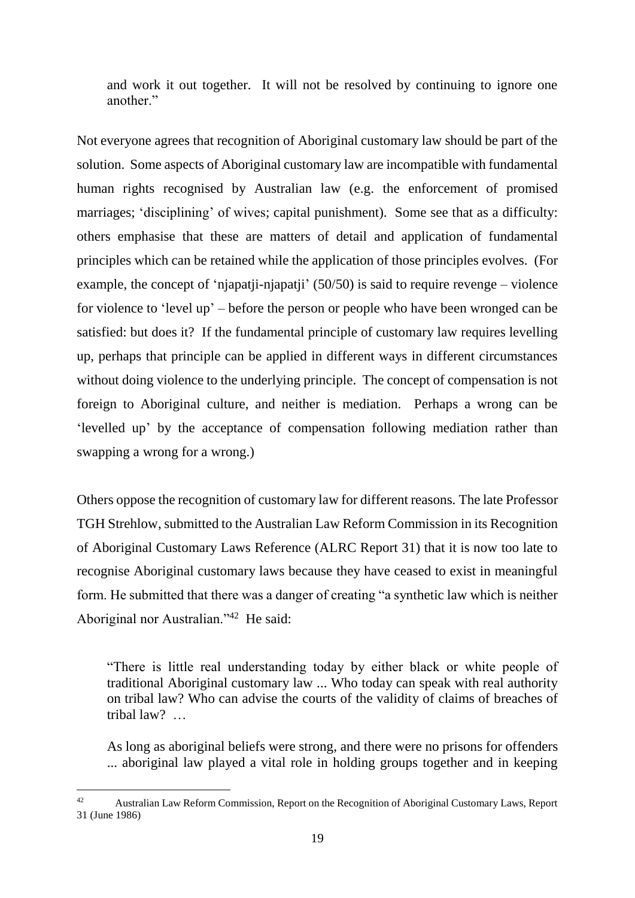> and work it out together. It will not be resolved by continuing to ignore one another."

Not everyone agrees that recognition of Aboriginal customary law should be part of the solution. Some aspects of Aboriginal customary law are incompatible with fundamental human rights recognised by Australian law (e.g. the enforcement of promised marriages; 'disciplining' of wives; capital punishment). Some see that as a difficulty: others emphasise that these are matters of detail and application of fundamental principles which can be retained while the application of those principles evolves. (For example, the concept of 'njapatji-njapatji' (50/50) is said to require revenge – violence for violence to 'level up' – before the person or people who have been wronged can be satisfied: but does it? If the fundamental principle of customary law requires levelling up, perhaps that principle can be applied in different ways in different circumstances without doing violence to the underlying principle. The concept of compensation is not foreign to Aboriginal culture, and neither is mediation. Perhaps a wrong can be 'levelled up' by the acceptance of compensation following mediation rather than swapping a wrong for a wrong.)

Others oppose the recognition of customary law for different reasons. The late Professor TGH Strehlow, submitted to the Australian Law Reform Commission in its Recognition of Aboriginal Customary Laws Reference (ALRC Report 31) that it is now too late to recognise Aboriginal customary laws because they have ceased to exist in meaningful form. He submitted that there was a danger of creating "a synthetic law which is neither Aboriginal nor Australian."[42] He said:

> "There is little real understanding today by either black or white people of traditional Aboriginal customary law ... Who today can speak with real authority on tribal law? Who can advise the courts of the validity of claims of breaches of tribal law? …
>
> As long as aboriginal beliefs were strong, and there were no prisons for offenders ... aboriginal law played a vital role in holding groups together and in keeping

---

[42] Australian Law Reform Commission, Report on the Recognition of Aboriginal Customary Laws, Report 31 (June 1986)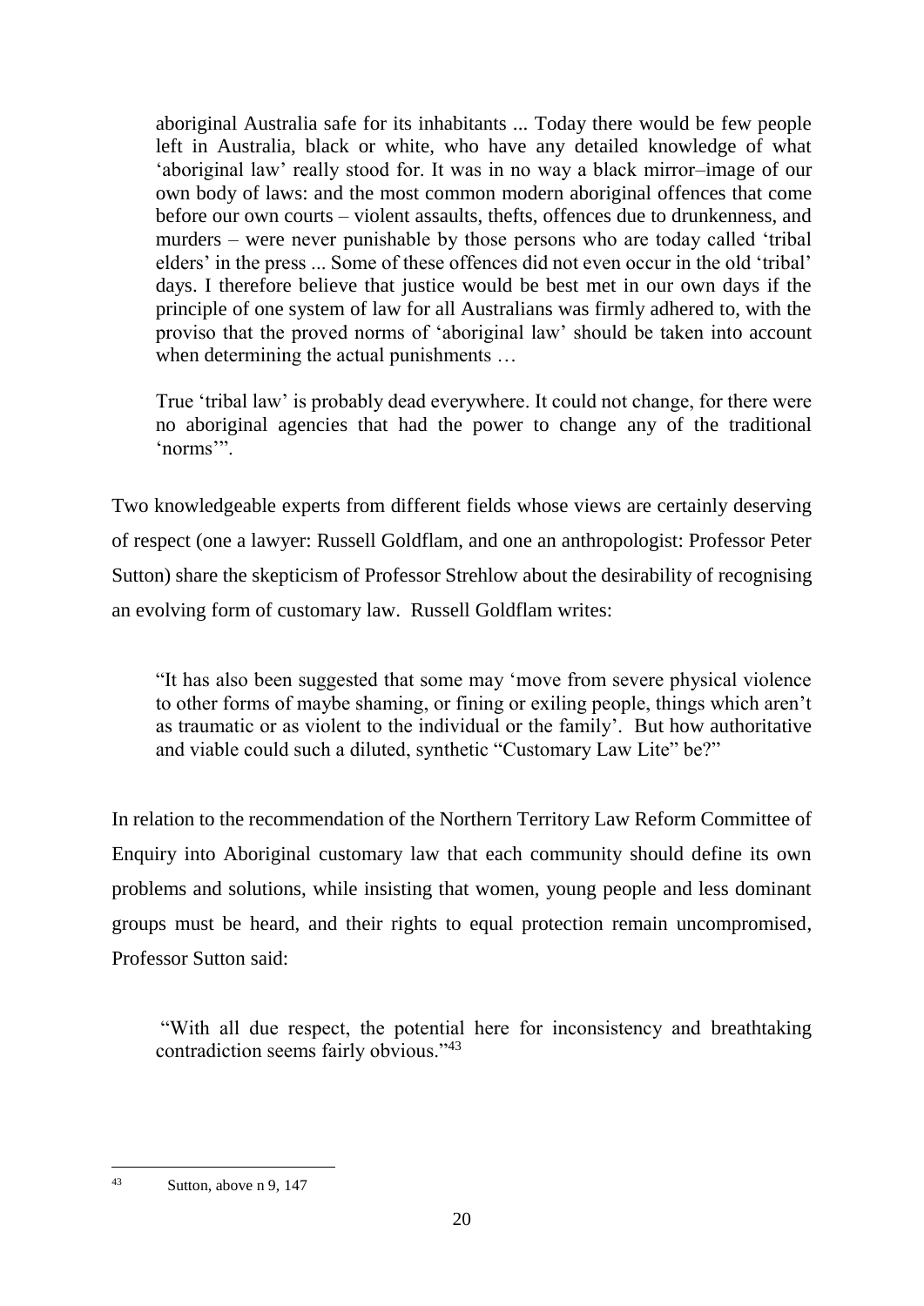> aboriginal Australia safe for its inhabitants ... Today there would be few people left in Australia, black or white, who have any detailed knowledge of what 'aboriginal law' really stood for. It was in no way a black mirror–image of our own body of laws: and the most common modern aboriginal offences that come before our own courts – violent assaults, thefts, offences due to drunkenness, and murders – were never punishable by those persons who are today called 'tribal elders' in the press ... Some of these offences did not even occur in the old 'tribal' days. I therefore believe that justice would be best met in our own days if the principle of one system of law for all Australians was firmly adhered to, with the proviso that the proved norms of 'aboriginal law' should be taken into account when determining the actual punishments …
>
> True 'tribal law' is probably dead everywhere. It could not change, for there were no aboriginal agencies that had the power to change any of the traditional 'norms'".

Two knowledgeable experts from different fields whose views are certainly deserving of respect (one a lawyer: Russell Goldflam, and one an anthropologist: Professor Peter Sutton) share the skepticism of Professor Strehlow about the desirability of recognising an evolving form of customary law. Russell Goldflam writes:

> "It has also been suggested that some may 'move from severe physical violence to other forms of maybe shaming, or fining or exiling people, things which aren't as traumatic or as violent to the individual or the family'. But how authoritative and viable could such a diluted, synthetic "Customary Law Lite" be?"

In relation to the recommendation of the Northern Territory Law Reform Committee of Enquiry into Aboriginal customary law that each community should define its own problems and solutions, while insisting that women, young people and less dominant groups must be heard, and their rights to equal protection remain uncompromised, Professor Sutton said:

> "With all due respect, the potential here for inconsistency and breathtaking contradiction seems fairly obvious."[43]

---

[43] Sutton, above n 9, 147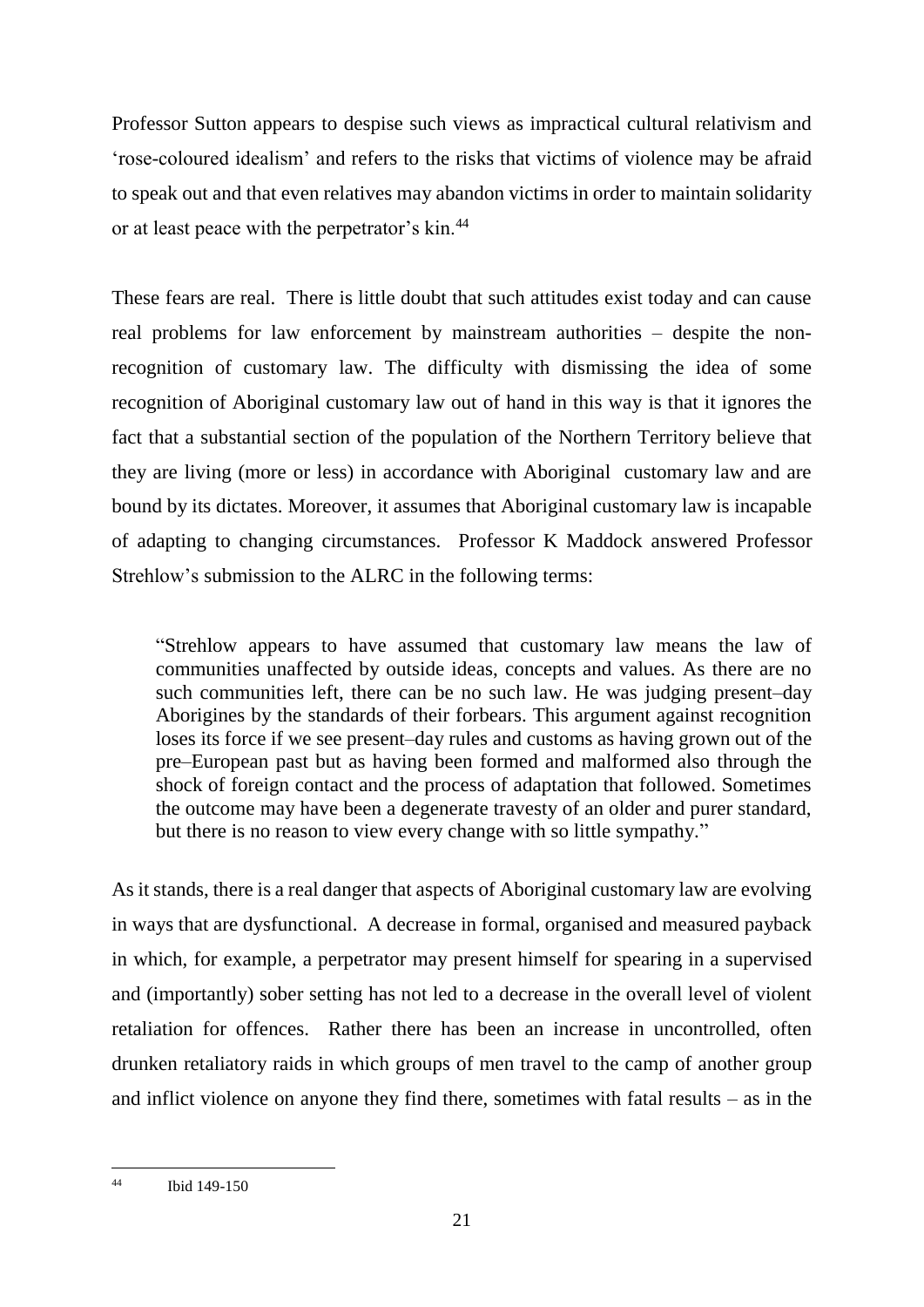Professor Sutton appears to despise such views as impractical cultural relativism and 'rose-coloured idealism' and refers to the risks that victims of violence may be afraid to speak out and that even relatives may abandon victims in order to maintain solidarity or at least peace with the perpetrator's kin.[44]

These fears are real. There is little doubt that such attitudes exist today and can cause real problems for law enforcement by mainstream authorities – despite the non-recognition of customary law. The difficulty with dismissing the idea of some recognition of Aboriginal customary law out of hand in this way is that it ignores the fact that a substantial section of the population of the Northern Territory believe that they are living (more or less) in accordance with Aboriginal customary law and are bound by its dictates. Moreover, it assumes that Aboriginal customary law is incapable of adapting to changing circumstances. Professor K Maddock answered Professor Strehlow's submission to the ALRC in the following terms:

> "Strehlow appears to have assumed that customary law means the law of communities unaffected by outside ideas, concepts and values. As there are no such communities left, there can be no such law. He was judging present–day Aborigines by the standards of their forbears. This argument against recognition loses its force if we see present–day rules and customs as having grown out of the pre–European past but as having been formed and malformed also through the shock of foreign contact and the process of adaptation that followed. Sometimes the outcome may have been a degenerate travesty of an older and purer standard, but there is no reason to view every change with so little sympathy."

As it stands, there is a real danger that aspects of Aboriginal customary law are evolving in ways that are dysfunctional. A decrease in formal, organised and measured payback in which, for example, a perpetrator may present himself for spearing in a supervised and (importantly) sober setting has not led to a decrease in the overall level of violent retaliation for offences. Rather there has been an increase in uncontrolled, often drunken retaliatory raids in which groups of men travel to the camp of another group and inflict violence on anyone they find there, sometimes with fatal results – as in the

---

[44] Ibid 149-150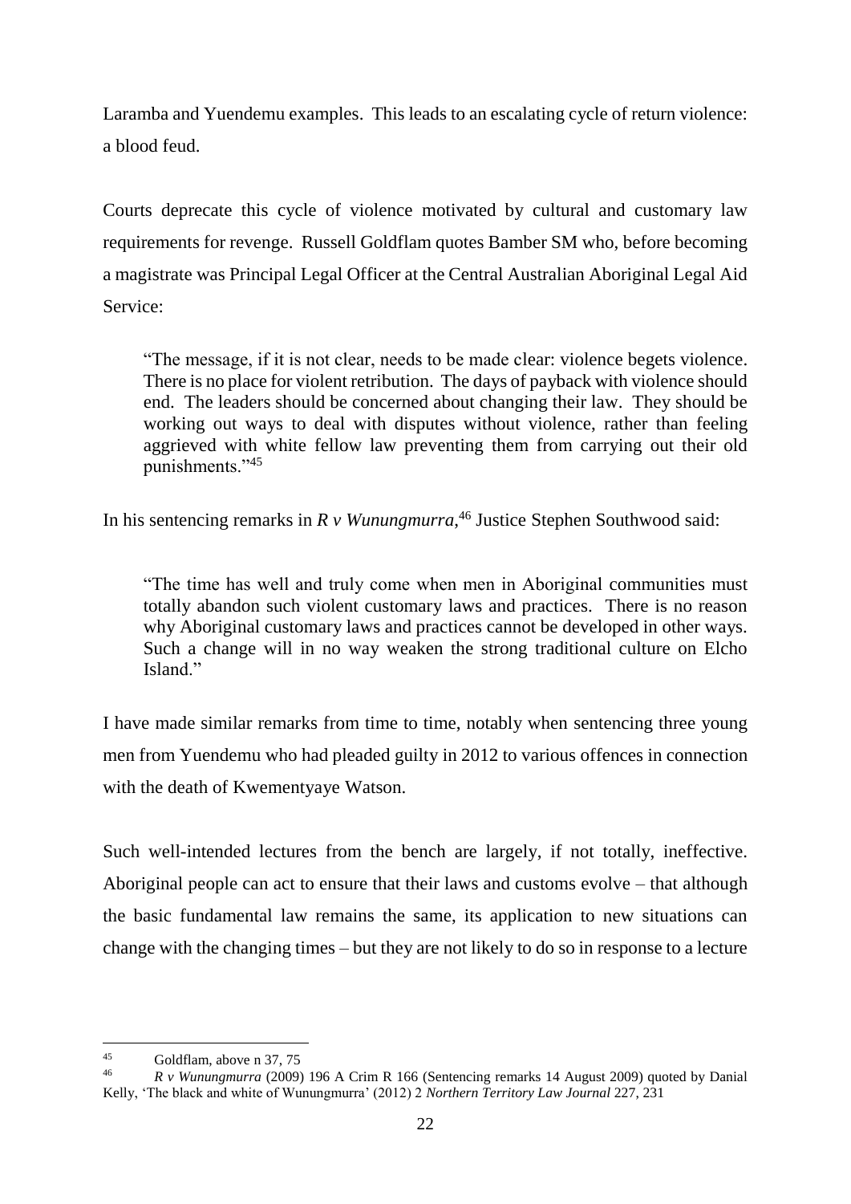Laramba and Yuendemu examples. This leads to an escalating cycle of return violence: a blood feud.

Courts deprecate this cycle of violence motivated by cultural and customary law requirements for revenge. Russell Goldflam quotes Bamber SM who, before becoming a magistrate was Principal Legal Officer at the Central Australian Aboriginal Legal Aid Service:

> "The message, if it is not clear, needs to be made clear: violence begets violence. There is no place for violent retribution. The days of payback with violence should end. The leaders should be concerned about changing their law. They should be working out ways to deal with disputes without violence, rather than feeling aggrieved with white fellow law preventing them from carrying out their old punishments."[45]

In his sentencing remarks in *R v Wunungmurra*,[46] Justice Stephen Southwood said:

> "The time has well and truly come when men in Aboriginal communities must totally abandon such violent customary laws and practices. There is no reason why Aboriginal customary laws and practices cannot be developed in other ways. Such a change will in no way weaken the strong traditional culture on Elcho Island."

I have made similar remarks from time to time, notably when sentencing three young men from Yuendemu who had pleaded guilty in 2012 to various offences in connection with the death of Kwementyaye Watson.

Such well-intended lectures from the bench are largely, if not totally, ineffective. Aboriginal people can act to ensure that their laws and customs evolve – that although the basic fundamental law remains the same, its application to new situations can change with the changing times – but they are not likely to do so in response to a lecture

---

[45] Goldflam, above n 37, 75

[46] *R v Wunungmurra* (2009) 196 A Crim R 166 (Sentencing remarks 14 August 2009) quoted by Danial Kelly, 'The black and white of Wunungmurra' (2012) 2 *Northern Territory Law Journal* 227, 231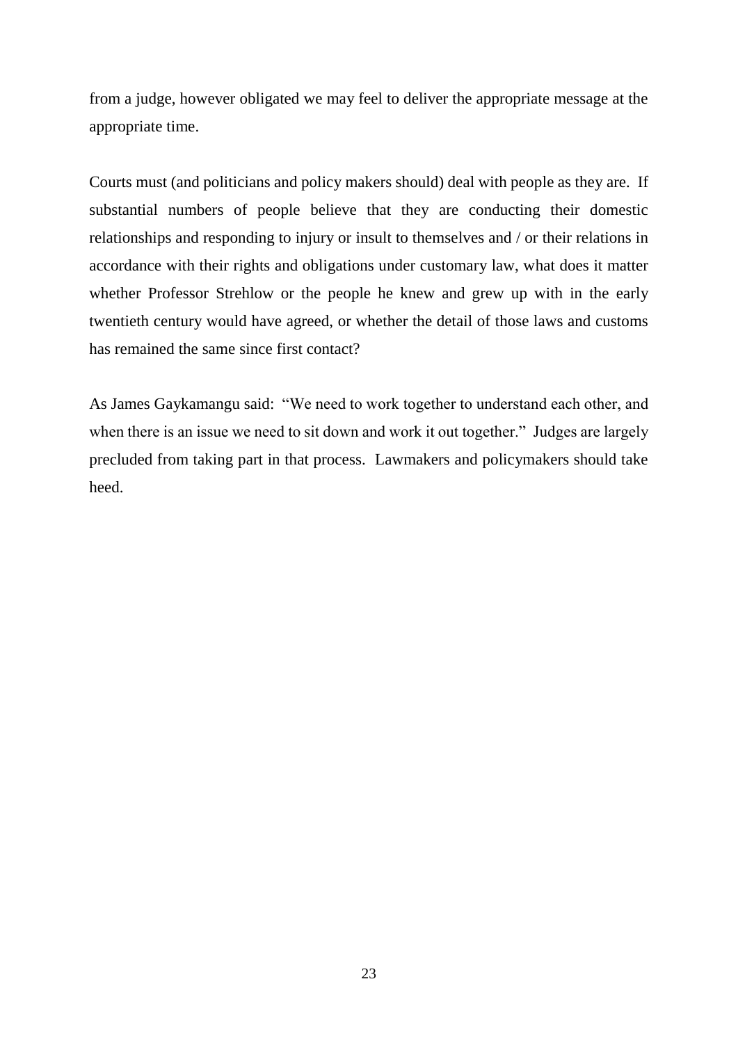from a judge, however obligated we may feel to deliver the appropriate message at the appropriate time.

Courts must (and politicians and policy makers should) deal with people as they are. If substantial numbers of people believe that they are conducting their domestic relationships and responding to injury or insult to themselves and / or their relations in accordance with their rights and obligations under customary law, what does it matter whether Professor Strehlow or the people he knew and grew up with in the early twentieth century would have agreed, or whether the detail of those laws and customs has remained the same since first contact?

As James Gaykamangu said: "We need to work together to understand each other, and when there is an issue we need to sit down and work it out together." Judges are largely precluded from taking part in that process. Lawmakers and policymakers should take heed.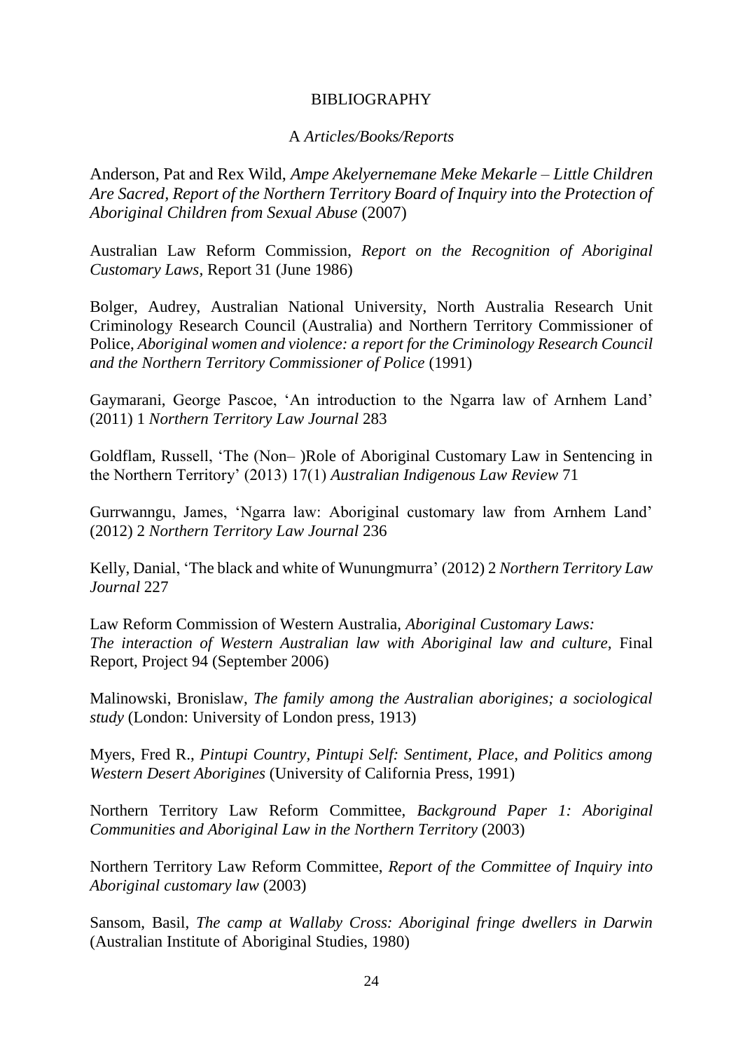# BIBLIOGRAPHY

## A *Articles/Books/Reports*

Anderson, Pat and Rex Wild, *Ampe Akelyernemane Meke Mekarle – Little Children Are Sacred, Report of the Northern Territory Board of Inquiry into the Protection of Aboriginal Children from Sexual Abuse* (2007)

Australian Law Reform Commission, *Report on the Recognition of Aboriginal Customary Laws*, Report 31 (June 1986)

Bolger, Audrey, Australian National University, North Australia Research Unit Criminology Research Council (Australia) and Northern Territory Commissioner of Police, *Aboriginal women and violence: a report for the Criminology Research Council and the Northern Territory Commissioner of Police* (1991)

Gaymarani, George Pascoe, 'An introduction to the Ngarra law of Arnhem Land' (2011) 1 *Northern Territory Law Journal* 283

Goldflam, Russell, 'The (Non– )Role of Aboriginal Customary Law in Sentencing in the Northern Territory' (2013) 17(1) *Australian Indigenous Law Review* 71

Gurrwanngu, James, 'Ngarra law: Aboriginal customary law from Arnhem Land' (2012) 2 *Northern Territory Law Journal* 236

Kelly, Danial, 'The black and white of Wunungmurra' (2012) 2 *Northern Territory Law Journal* 227

Law Reform Commission of Western Australia, *Aboriginal Customary Laws: The interaction of Western Australian law with Aboriginal law and culture*, Final Report, Project 94 (September 2006)

Malinowski, Bronislaw, *The family among the Australian aborigines; a sociological study* (London: University of London press, 1913)

Myers, Fred R., *Pintupi Country, Pintupi Self: Sentiment, Place, and Politics among Western Desert Aborigines* (University of California Press, 1991)

Northern Territory Law Reform Committee, *Background Paper 1: Aboriginal Communities and Aboriginal Law in the Northern Territory* (2003)

Northern Territory Law Reform Committee, *Report of the Committee of Inquiry into Aboriginal customary law* (2003)

Sansom, Basil, *The camp at Wallaby Cross: Aboriginal fringe dwellers in Darwin* (Australian Institute of Aboriginal Studies, 1980)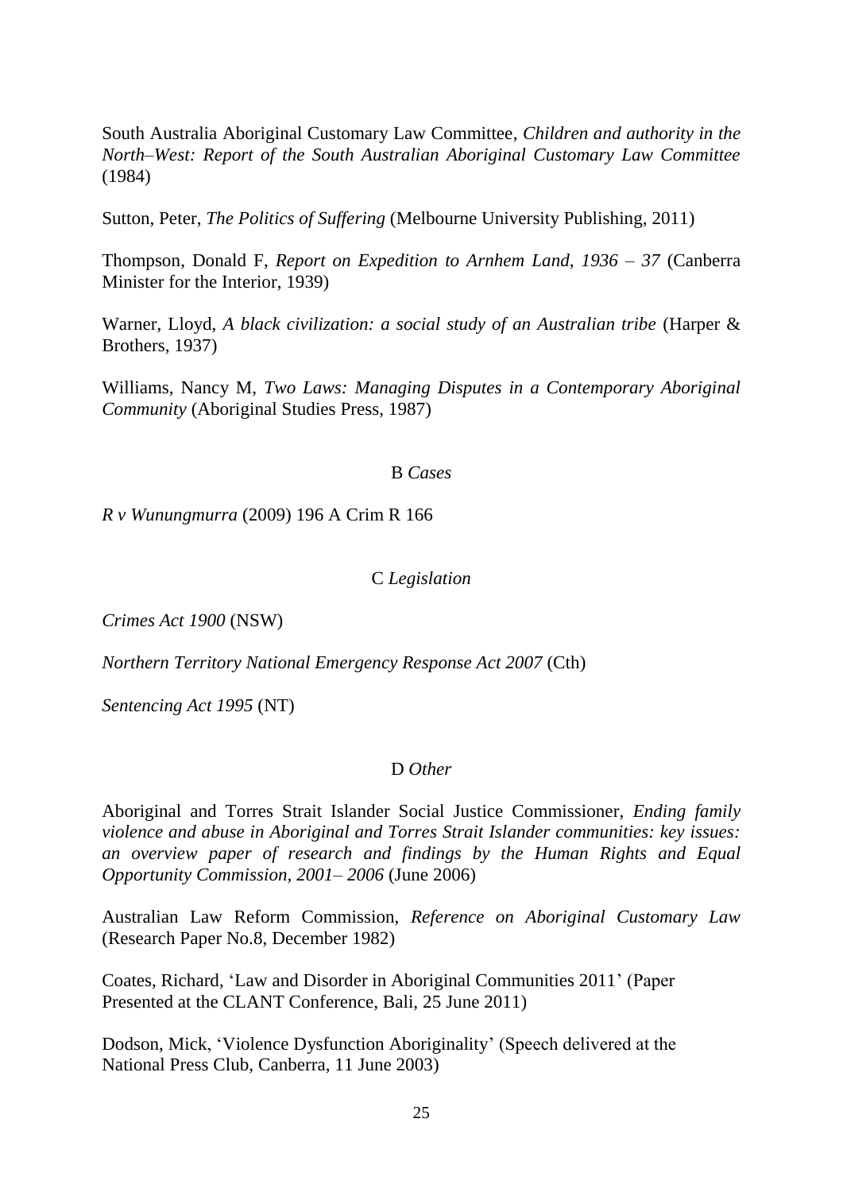South Australia Aboriginal Customary Law Committee, *Children and authority in the North–West: Report of the South Australian Aboriginal Customary Law Committee* (1984)

Sutton, Peter, *The Politics of Suffering* (Melbourne University Publishing, 2011)

Thompson, Donald F, *Report on Expedition to Arnhem Land, 1936 – 37* (Canberra Minister for the Interior, 1939)

Warner, Lloyd, *A black civilization: a social study of an Australian tribe* (Harper & Brothers, 1937)

Williams, Nancy M, *Two Laws: Managing Disputes in a Contemporary Aboriginal Community* (Aboriginal Studies Press, 1987)

### B *Cases*

*R v Wunungmurra* (2009) 196 A Crim R 166

### C *Legislation*

*Crimes Act 1900* (NSW)

*Northern Territory National Emergency Response Act 2007* (Cth)

*Sentencing Act 1995* (NT)

### D *Other*

Aboriginal and Torres Strait Islander Social Justice Commissioner, *Ending family violence and abuse in Aboriginal and Torres Strait Islander communities: key issues: an overview paper of research and findings by the Human Rights and Equal Opportunity Commission, 2001– 2006* (June 2006)

Australian Law Reform Commission, *Reference on Aboriginal Customary Law* (Research Paper No.8, December 1982)

Coates, Richard, 'Law and Disorder in Aboriginal Communities 2011' (Paper Presented at the CLANT Conference, Bali, 25 June 2011)

Dodson, Mick, 'Violence Dysfunction Aboriginality' (Speech delivered at the National Press Club, Canberra, 11 June 2003)